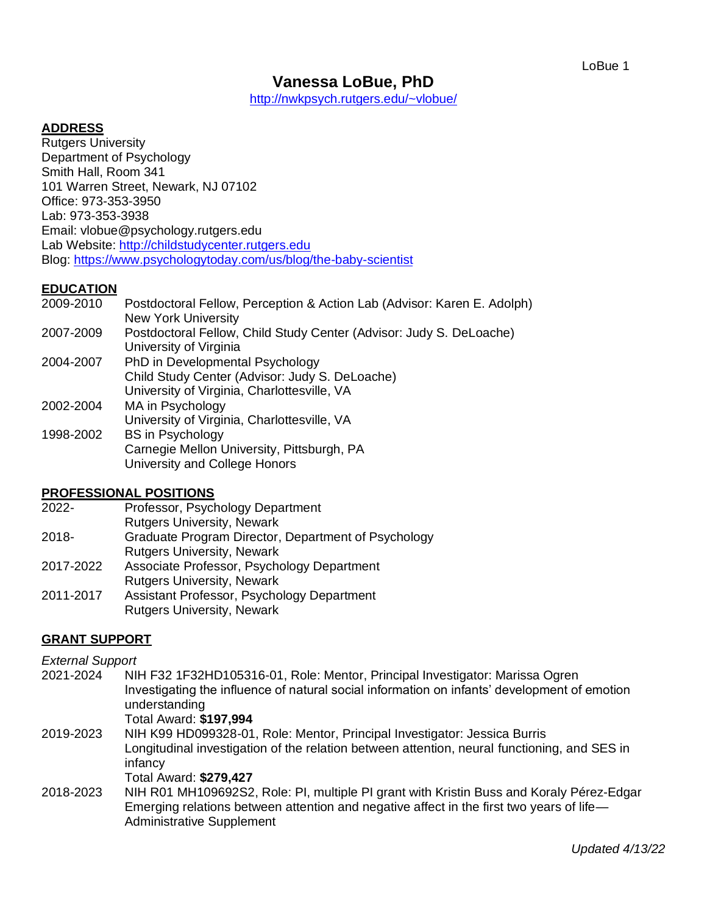# Vanessa LoBue, PhD

http://nwkpsych.rutgers.edu/~vlobue/

## ADDRESS

Rutgers University
Department of Psychology
Smith Hall, Room 341
101 Warren Street, Newark, NJ 07102
Office: 973-353-3950
Lab: 973-353-3938
Email: vlobue@psychology.rutgers.edu
Lab Website: http://childstudycenter.rutgers.edu
Blog: https://www.psychologytoday.com/us/blog/the-baby-scientist

## EDUCATION

2009-2010 Postdoctoral Fellow, Perception & Action Lab (Advisor: Karen E. Adolph)
New York University

2007-2009 Postdoctoral Fellow, Child Study Center (Advisor: Judy S. DeLoache)
University of Virginia

2004-2007 PhD in Developmental Psychology
Child Study Center (Advisor: Judy S. DeLoache)
University of Virginia, Charlottesville, VA

2002-2004 MA in Psychology
University of Virginia, Charlottesville, VA

1998-2002 BS in Psychology
Carnegie Mellon University, Pittsburgh, PA
University and College Honors

## PROFESSIONAL POSITIONS

2022- Professor, Psychology Department
Rutgers University, Newark

2018- Graduate Program Director, Department of Psychology
Rutgers University, Newark

2017-2022 Associate Professor, Psychology Department
Rutgers University, Newark

2011-2017 Assistant Professor, Psychology Department
Rutgers University, Newark

## GRANT SUPPORT

*External Support*

2021-2024 NIH F32 1F32HD105316-01, Role: Mentor, Principal Investigator: Marissa Ogren
Investigating the influence of natural social information on infants' development of emotion understanding
Total Award: **$197,994**

2019-2023 NIH K99 HD099328-01, Role: Mentor, Principal Investigator: Jessica Burris
Longitudinal investigation of the relation between attention, neural functioning, and SES in infancy
Total Award: **$279,427**

2018-2023 NIH R01 MH109692S2, Role: PI, multiple PI grant with Kristin Buss and Koraly Pérez-Edgar
Emerging relations between attention and negative affect in the first two years of life—Administrative Supplement

*Updated 4/13/22*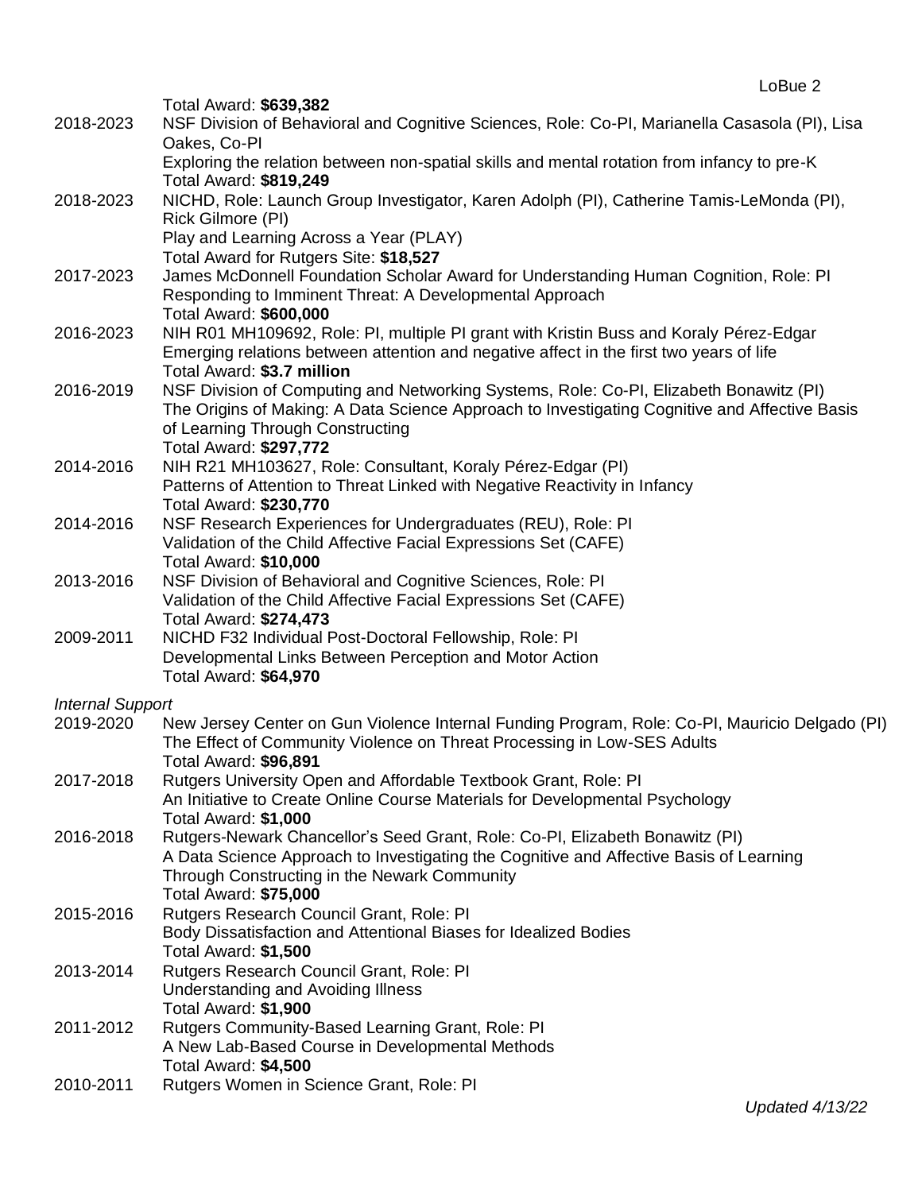Total Award: **$639,382**

2018-2023 NSF Division of Behavioral and Cognitive Sciences, Role: Co-PI, Marianella Casasola (PI), Lisa Oakes, Co-PI
Exploring the relation between non-spatial skills and mental rotation from infancy to pre-K
Total Award: **$819,249**

2018-2023 NICHD, Role: Launch Group Investigator, Karen Adolph (PI), Catherine Tamis-LeMonda (PI), Rick Gilmore (PI)
Play and Learning Across a Year (PLAY)
Total Award for Rutgers Site: **$18,527**

2017-2023 James McDonnell Foundation Scholar Award for Understanding Human Cognition, Role: PI
Responding to Imminent Threat: A Developmental Approach
Total Award: **$600,000**

2016-2023 NIH R01 MH109692, Role: PI, multiple PI grant with Kristin Buss and Koraly Pérez-Edgar
Emerging relations between attention and negative affect in the first two years of life
Total Award: **$3.7 million**

2016-2019 NSF Division of Computing and Networking Systems, Role: Co-PI, Elizabeth Bonawitz (PI)
The Origins of Making: A Data Science Approach to Investigating Cognitive and Affective Basis of Learning Through Constructing
Total Award: **$297,772**

2014-2016 NIH R21 MH103627, Role: Consultant, Koraly Pérez-Edgar (PI)
Patterns of Attention to Threat Linked with Negative Reactivity in Infancy
Total Award: **$230,770**

2014-2016 NSF Research Experiences for Undergraduates (REU), Role: PI
Validation of the Child Affective Facial Expressions Set (CAFE)
Total Award: **$10,000**

2013-2016 NSF Division of Behavioral and Cognitive Sciences, Role: PI
Validation of the Child Affective Facial Expressions Set (CAFE)
Total Award: **$274,473**

2009-2011 NICHD F32 Individual Post-Doctoral Fellowship, Role: PI
Developmental Links Between Perception and Motor Action
Total Award: **$64,970**

*Internal Support*

2019-2020 New Jersey Center on Gun Violence Internal Funding Program, Role: Co-PI, Mauricio Delgado (PI)
The Effect of Community Violence on Threat Processing in Low-SES Adults
Total Award: **$96,891**

2017-2018 Rutgers University Open and Affordable Textbook Grant, Role: PI
An Initiative to Create Online Course Materials for Developmental Psychology
Total Award: **$1,000**

2016-2018 Rutgers-Newark Chancellor's Seed Grant, Role: Co-PI, Elizabeth Bonawitz (PI)
A Data Science Approach to Investigating the Cognitive and Affective Basis of Learning Through Constructing in the Newark Community
Total Award: **$75,000**

2015-2016 Rutgers Research Council Grant, Role: PI
Body Dissatisfaction and Attentional Biases for Idealized Bodies
Total Award: **$1,500**

2013-2014 Rutgers Research Council Grant, Role: PI
Understanding and Avoiding Illness
Total Award: **$1,900**

2011-2012 Rutgers Community-Based Learning Grant, Role: PI
A New Lab-Based Course in Developmental Methods
Total Award: **$4,500**

2010-2011 Rutgers Women in Science Grant, Role: PI

*Updated 4/13/22*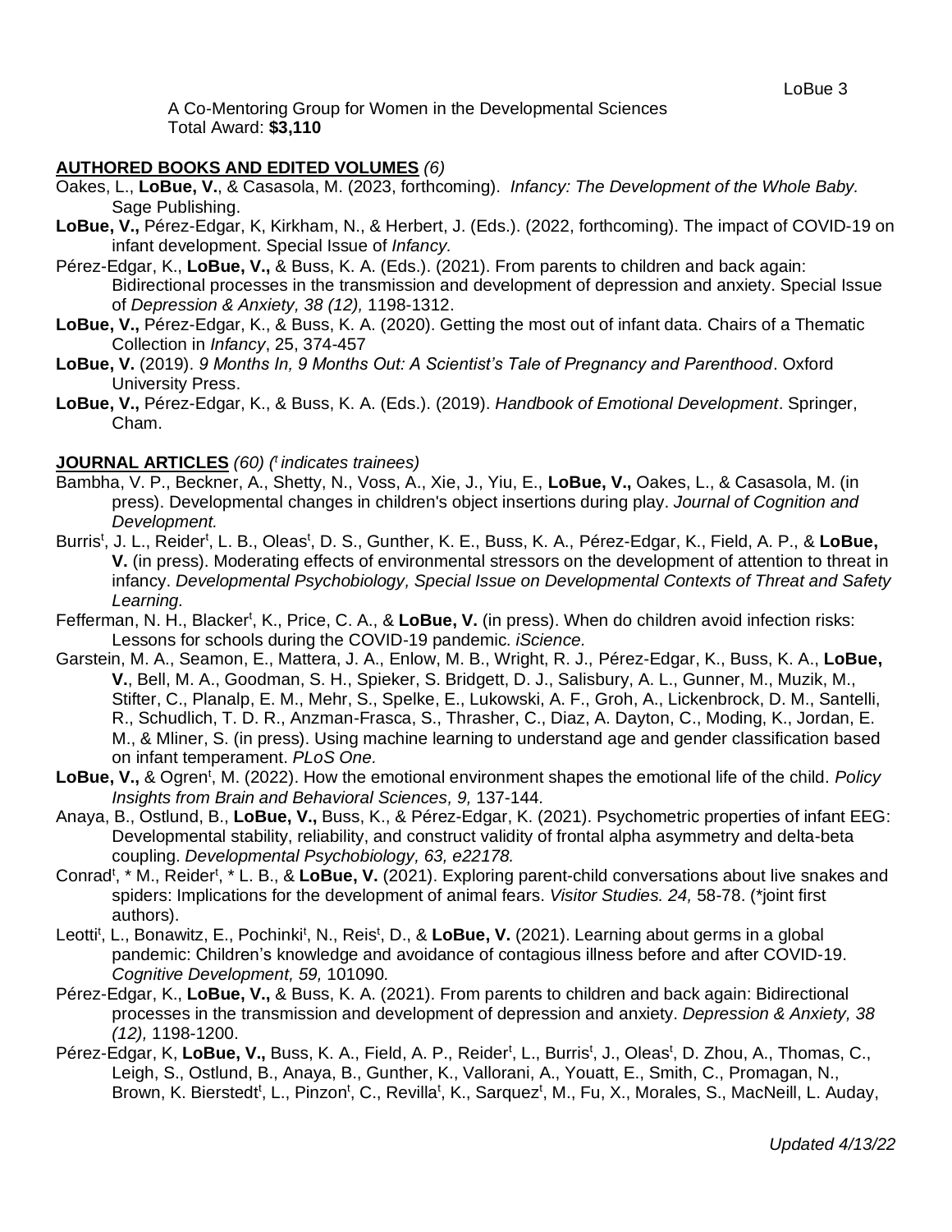A Co-Mentoring Group for Women in the Developmental Sciences
Total Award: **$3,110**

## AUTHORED BOOKS AND EDITED VOLUMES *(6)*

Oakes, L., **LoBue, V.**, & Casasola, M. (2023, forthcoming). *Infancy: The Development of the Whole Baby.* Sage Publishing.

**LoBue, V.,** Pérez-Edgar, K, Kirkham, N., & Herbert, J. (Eds.). (2022, forthcoming). The impact of COVID-19 on infant development. Special Issue of *Infancy.*

Pérez-Edgar, K., **LoBue, V.,** & Buss, K. A. (Eds.). (2021). From parents to children and back again: Bidirectional processes in the transmission and development of depression and anxiety. Special Issue of *Depression & Anxiety, 38 (12),* 1198-1312.

**LoBue, V.,** Pérez-Edgar, K., & Buss, K. A. (2020). Getting the most out of infant data. Chairs of a Thematic Collection in *Infancy*, 25, 374-457

**LoBue, V.** (2019). *9 Months In, 9 Months Out: A Scientist's Tale of Pregnancy and Parenthood*. Oxford University Press.

**LoBue, V.,** Pérez-Edgar, K., & Buss, K. A. (Eds.). (2019). *Handbook of Emotional Development*. Springer, Cham.

## JOURNAL ARTICLES *(60) (t indicates trainees)*

Bambha, V. P., Beckner, A., Shetty, N., Voss, A., Xie, J., Yiu, E., **LoBue, V.,** Oakes, L., & Casasola, M. (in press). Developmental changes in children's object insertions during play. *Journal of Cognition and Development.*

Burris[t], J. L., Reider[t], L. B., Oleas[t], D. S., Gunther, K. E., Buss, K. A., Pérez-Edgar, K., Field, A. P., & **LoBue, V.** (in press). Moderating effects of environmental stressors on the development of attention to threat in infancy. *Developmental Psychobiology, Special Issue on Developmental Contexts of Threat and Safety Learning.*

Fefferman, N. H., Blacker[t], K., Price, C. A., & **LoBue, V.** (in press). When do children avoid infection risks: Lessons for schools during the COVID-19 pandemic. *iScience.*

Garstein, M. A., Seamon, E., Mattera, J. A., Enlow, M. B., Wright, R. J., Pérez-Edgar, K., Buss, K. A., **LoBue, V.**, Bell, M. A., Goodman, S. H., Spieker, S. Bridgett, D. J., Salisbury, A. L., Gunner, M., Muzik, M., Stifter, C., Planalp, E. M., Mehr, S., Spelke, E., Lukowski, A. F., Groh, A., Lickenbrock, D. M., Santelli, R., Schudlich, T. D. R., Anzman-Frasca, S., Thrasher, C., Diaz, A. Dayton, C., Moding, K., Jordan, E. M., & Mliner, S. (in press). Using machine learning to understand age and gender classification based on infant temperament. *PLoS One.*

**LoBue, V.,** & Ogren[t], M. (2022). How the emotional environment shapes the emotional life of the child. *Policy Insights from Brain and Behavioral Sciences, 9,* 137-144.

Anaya, B., Ostlund, B., **LoBue, V.,** Buss, K., & Pérez-Edgar, K. (2021). Psychometric properties of infant EEG: Developmental stability, reliability, and construct validity of frontal alpha asymmetry and delta-beta coupling. *Developmental Psychobiology, 63, e22178.*

Conrad[t], * M., Reider[t], * L. B., & **LoBue, V.** (2021). Exploring parent-child conversations about live snakes and spiders: Implications for the development of animal fears. *Visitor Studies. 24,* 58-78. (*joint first authors).

Leotti[t], L., Bonawitz, E., Pochinki[t], N., Reis[t], D., & **LoBue, V.** (2021). Learning about germs in a global pandemic: Children's knowledge and avoidance of contagious illness before and after COVID-19. *Cognitive Development, 59,* 101090*.*

Pérez-Edgar, K., **LoBue, V.,** & Buss, K. A. (2021). From parents to children and back again: Bidirectional processes in the transmission and development of depression and anxiety. *Depression & Anxiety, 38 (12),* 1198-1200.

Pérez-Edgar, K, **LoBue, V.,** Buss, K. A., Field, A. P., Reider[t], L., Burris[t], J., Oleas[t], D. Zhou, A., Thomas, C., Leigh, S., Ostlund, B., Anaya, B., Gunther, K., Vallorani, A., Youatt, E., Smith, C., Promagan, N., Brown, K. Bierstedt[t], L., Pinzon[t], C., Revilla[t], K., Sarquez[t], M., Fu, X., Morales, S., MacNeill, L. Auday,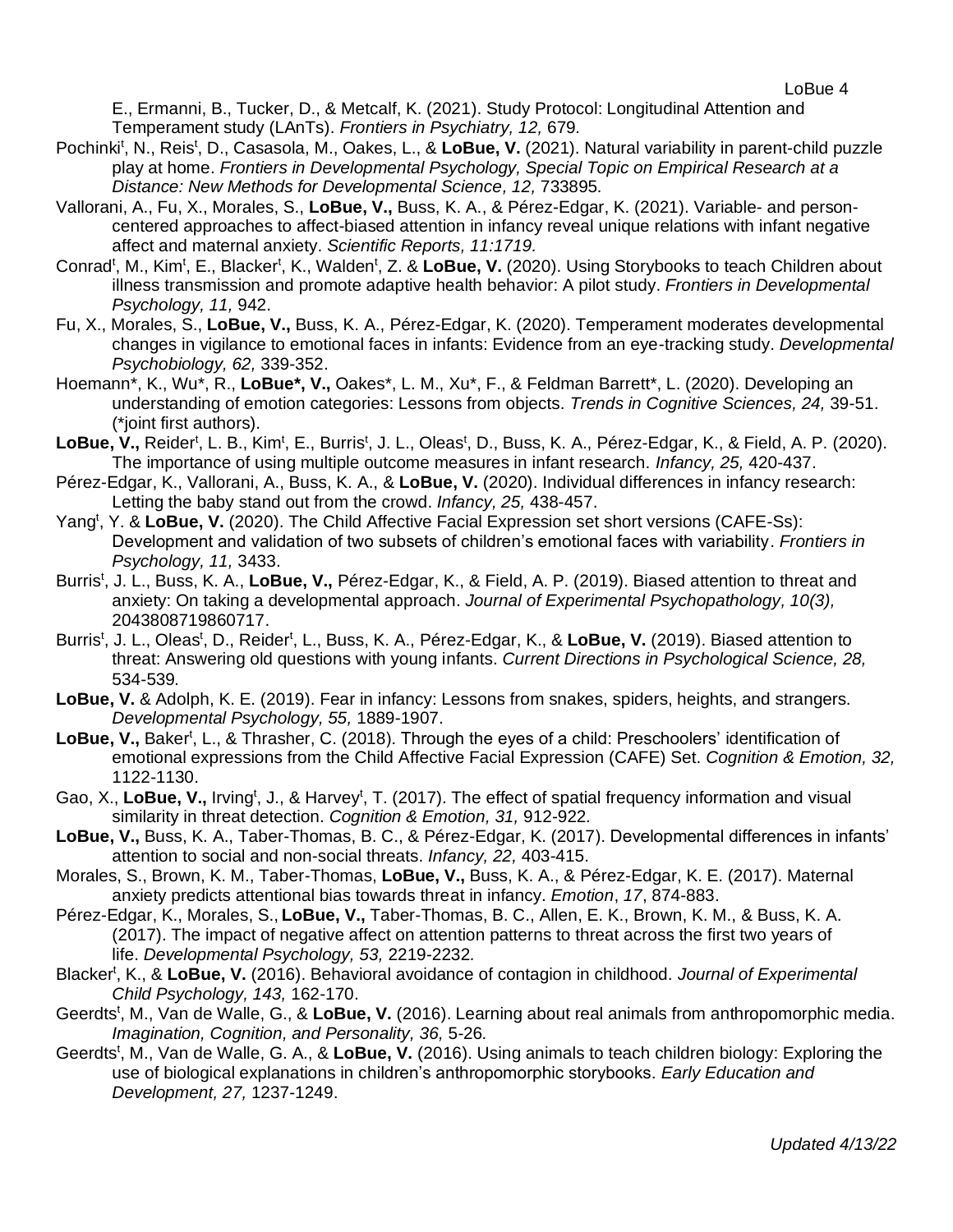E., Ermanni, B., Tucker, D., & Metcalf, K. (2021). Study Protocol: Longitudinal Attention and Temperament study (LAnTs). *Frontiers in Psychiatry, 12,* 679.

Pochinki[t], N., Reis[t], D., Casasola, M., Oakes, L., & **LoBue, V.** (2021). Natural variability in parent-child puzzle play at home. *Frontiers in Developmental Psychology, Special Topic on Empirical Research at a Distance: New Methods for Developmental Science, 12,* 733895.

Vallorani, A., Fu, X., Morales, S., **LoBue, V.,** Buss, K. A., & Pérez-Edgar, K. (2021). Variable- and person-centered approaches to affect-biased attention in infancy reveal unique relations with infant negative affect and maternal anxiety. *Scientific Reports, 11:1719.*

Conrad[t], M., Kim[t], E., Blacker[t], K., Walden[t], Z. & **LoBue, V.** (2020). Using Storybooks to teach Children about illness transmission and promote adaptive health behavior: A pilot study. *Frontiers in Developmental Psychology, 11,* 942.

Fu, X., Morales, S., **LoBue, V.,** Buss, K. A., Pérez-Edgar, K. (2020). Temperament moderates developmental changes in vigilance to emotional faces in infants: Evidence from an eye-tracking study. *Developmental Psychobiology, 62,* 339-352.

Hoemann*, K., Wu*, R., **LoBue*, V.,** Oakes*, L. M., Xu*, F., & Feldman Barrett*, L. (2020). Developing an understanding of emotion categories: Lessons from objects. *Trends in Cognitive Sciences, 24,* 39-51. (*joint first authors).

**LoBue, V.,** Reider[t], L. B., Kim[t], E., Burris[t], J. L., Oleas[t], D., Buss, K. A., Pérez-Edgar, K., & Field, A. P. (2020). The importance of using multiple outcome measures in infant research. *Infancy, 25,* 420-437.

Pérez-Edgar, K., Vallorani, A., Buss, K. A., & **LoBue, V.** (2020). Individual differences in infancy research: Letting the baby stand out from the crowd. *Infancy, 25,* 438-457.

Yang[t], Y. & **LoBue, V.** (2020). The Child Affective Facial Expression set short versions (CAFE-Ss): Development and validation of two subsets of children's emotional faces with variability. *Frontiers in Psychology, 11,* 3433.

Burris[t], J. L., Buss, K. A., **LoBue, V.,** Pérez-Edgar, K., & Field, A. P. (2019). Biased attention to threat and anxiety: On taking a developmental approach. *Journal of Experimental Psychopathology, 10(3),* 2043808719860717.

Burris[t], J. L., Oleas[t], D., Reider[t], L., Buss, K. A., Pérez-Edgar, K., & **LoBue, V.** (2019). Biased attention to threat: Answering old questions with young infants. *Current Directions in Psychological Science, 28,* 534-539.

**LoBue, V.** & Adolph, K. E. (2019). Fear in infancy: Lessons from snakes, spiders, heights, and strangers. *Developmental Psychology, 55,* 1889-1907.

**LoBue, V.,** Baker[t], L., & Thrasher, C. (2018). Through the eyes of a child: Preschoolers' identification of emotional expressions from the Child Affective Facial Expression (CAFE) Set. *Cognition & Emotion, 32,* 1122-1130.

Gao, X., **LoBue, V.,** Irving[t], J., & Harvey[t], T. (2017). The effect of spatial frequency information and visual similarity in threat detection. *Cognition & Emotion, 31,* 912-922.

**LoBue, V.,** Buss, K. A., Taber-Thomas, B. C., & Pérez-Edgar, K. (2017). Developmental differences in infants' attention to social and non-social threats. *Infancy, 22,* 403-415.

Morales, S., Brown, K. M., Taber-Thomas, **LoBue, V.,** Buss, K. A., & Pérez-Edgar, K. E. (2017). Maternal anxiety predicts attentional bias towards threat in infancy. *Emotion*, *17*, 874-883.

Pérez-Edgar, K., Morales, S., **LoBue, V.,** Taber-Thomas, B. C., Allen, E. K., Brown, K. M., & Buss, K. A. (2017). The impact of negative affect on attention patterns to threat across the first two years of life. *Developmental Psychology, 53,* 2219-2232.

Blacker[t], K., & **LoBue, V.** (2016). Behavioral avoidance of contagion in childhood. *Journal of Experimental Child Psychology, 143,* 162-170.

Geerdts[t], M., Van de Walle, G., & **LoBue, V.** (2016). Learning about real animals from anthropomorphic media. *Imagination, Cognition, and Personality, 36,* 5-26.

Geerdts[t], M., Van de Walle, G. A., & **LoBue, V.** (2016). Using animals to teach children biology: Exploring the use of biological explanations in children's anthropomorphic storybooks. *Early Education and Development, 27,* 1237-1249.

*Updated 4/13/22*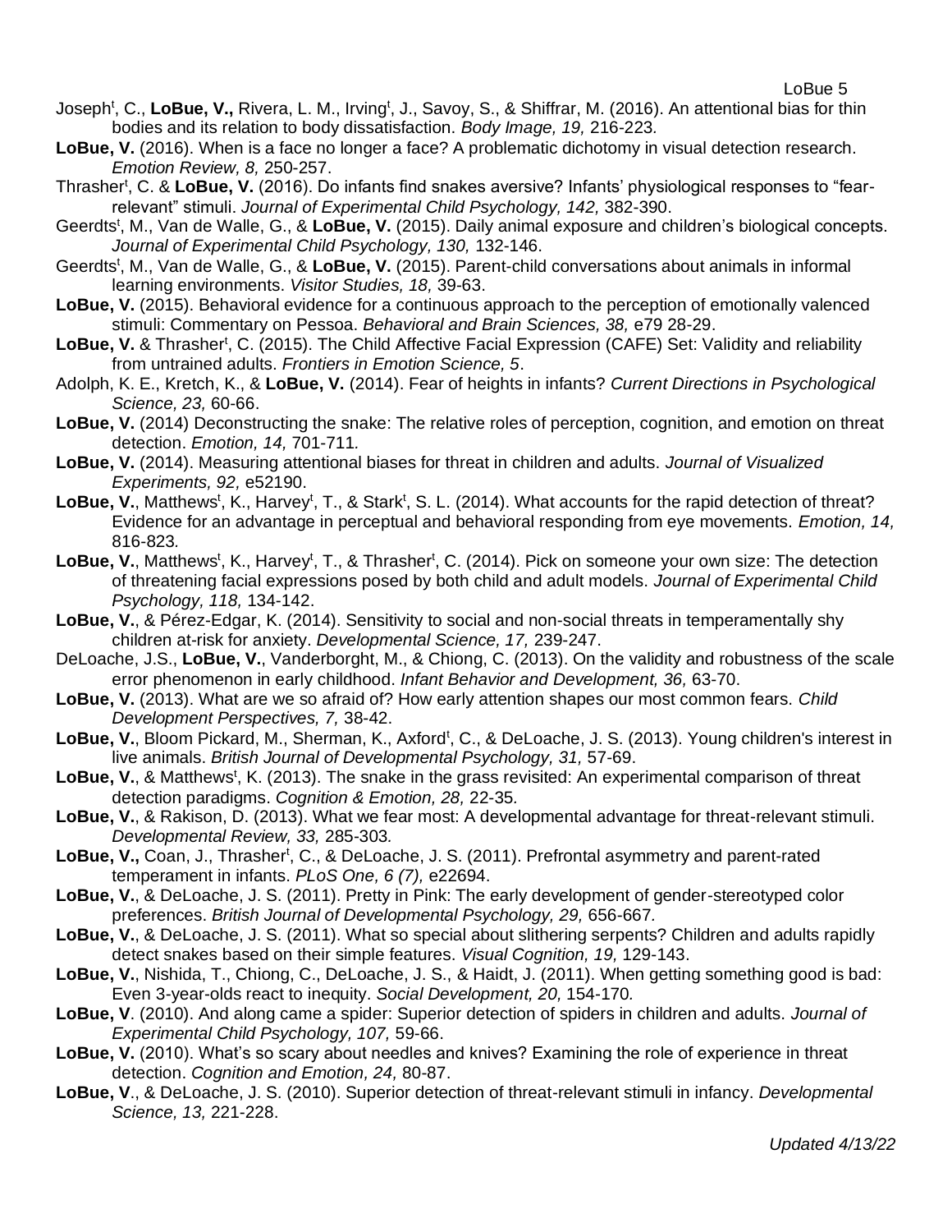Joseph[t], C., **LoBue, V.,** Rivera, L. M., Irving[t], J., Savoy, S., & Shiffrar, M. (2016). An attentional bias for thin bodies and its relation to body dissatisfaction. *Body Image, 19,* 216-223.

**LoBue, V.** (2016). When is a face no longer a face? A problematic dichotomy in visual detection research. *Emotion Review, 8,* 250-257.

Thrasher[t], C. & **LoBue, V.** (2016). Do infants find snakes aversive? Infants' physiological responses to "fear-relevant" stimuli. *Journal of Experimental Child Psychology, 142,* 382-390.

Geerdts[t], M., Van de Walle, G., & **LoBue, V.** (2015). Daily animal exposure and children's biological concepts. *Journal of Experimental Child Psychology, 130,* 132-146.

Geerdts[t], M., Van de Walle, G., & **LoBue, V.** (2015). Parent-child conversations about animals in informal learning environments. *Visitor Studies, 18,* 39-63.

**LoBue, V.** (2015). Behavioral evidence for a continuous approach to the perception of emotionally valenced stimuli: Commentary on Pessoa. *Behavioral and Brain Sciences, 38,* e79 28-29.

**LoBue, V.** & Thrasher[t], C. (2015). The Child Affective Facial Expression (CAFE) Set: Validity and reliability from untrained adults. *Frontiers in Emotion Science, 5*.

Adolph, K. E., Kretch, K., & **LoBue, V.** (2014). Fear of heights in infants? *Current Directions in Psychological Science, 23,* 60-66.

**LoBue, V.** (2014) Deconstructing the snake: The relative roles of perception, cognition, and emotion on threat detection. *Emotion, 14,* 701-711.

**LoBue, V.** (2014). Measuring attentional biases for threat in children and adults. *Journal of Visualized Experiments, 92,* e52190.

**LoBue, V.**, Matthews[t], K., Harvey[t], T., & Stark[t], S. L. (2014). What accounts for the rapid detection of threat? Evidence for an advantage in perceptual and behavioral responding from eye movements. *Emotion, 14,* 816-823.

**LoBue, V.**, Matthews[t], K., Harvey[t], T., & Thrasher[t], C. (2014). Pick on someone your own size: The detection of threatening facial expressions posed by both child and adult models. *Journal of Experimental Child Psychology, 118,* 134-142.

**LoBue, V.**, & Pérez-Edgar, K. (2014). Sensitivity to social and non-social threats in temperamentally shy children at-risk for anxiety. *Developmental Science, 17,* 239-247.

DeLoache, J.S., **LoBue, V.**, Vanderborght, M., & Chiong, C. (2013). On the validity and robustness of the scale error phenomenon in early childhood. *Infant Behavior and Development, 36,* 63-70.

**LoBue, V.** (2013). What are we so afraid of? How early attention shapes our most common fears. *Child Development Perspectives, 7,* 38-42.

**LoBue, V.**, Bloom Pickard, M., Sherman, K., Axford[t], C., & DeLoache, J. S. (2013). Young children's interest in live animals. *British Journal of Developmental Psychology, 31,* 57-69.

**LoBue, V.**, & Matthews[t], K. (2013). The snake in the grass revisited: An experimental comparison of threat detection paradigms. *Cognition & Emotion, 28,* 22-35.

**LoBue, V.**, & Rakison, D. (2013). What we fear most: A developmental advantage for threat-relevant stimuli. *Developmental Review, 33,* 285-303.

**LoBue, V.,** Coan, J., Thrasher[t], C., & DeLoache, J. S. (2011). Prefrontal asymmetry and parent-rated temperament in infants. *PLoS One, 6 (7),* e22694.

**LoBue, V.**, & DeLoache, J. S. (2011). Pretty in Pink: The early development of gender-stereotyped color preferences. *British Journal of Developmental Psychology, 29,* 656-667.

**LoBue, V.**, & DeLoache, J. S. (2011). What so special about slithering serpents? Children and adults rapidly detect snakes based on their simple features. *Visual Cognition, 19,* 129-143.

**LoBue, V.**, Nishida, T., Chiong, C., DeLoache, J. S., & Haidt, J. (2011). When getting something good is bad: Even 3-year-olds react to inequity. *Social Development, 20,* 154-170.

**LoBue, V**. (2010). And along came a spider: Superior detection of spiders in children and adults. *Journal of Experimental Child Psychology, 107,* 59-66.

**LoBue, V.** (2010). What's so scary about needles and knives? Examining the role of experience in threat detection. *Cognition and Emotion, 24,* 80-87.

**LoBue, V**., & DeLoache, J. S. (2010). Superior detection of threat-relevant stimuli in infancy. *Developmental Science, 13,* 221-228.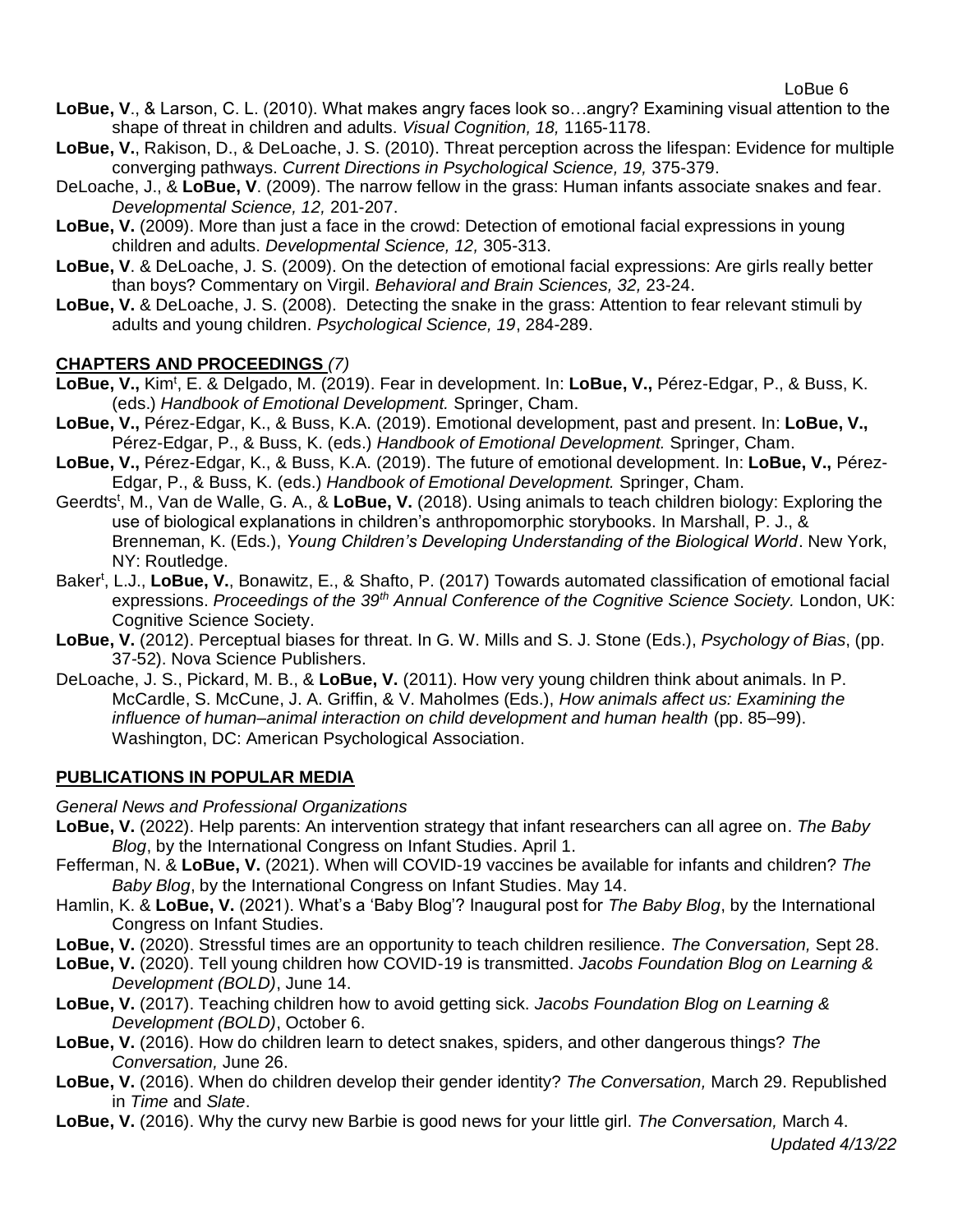**LoBue, V**., & Larson, C. L. (2010). What makes angry faces look so…angry? Examining visual attention to the shape of threat in children and adults. *Visual Cognition, 18,* 1165-1178.

**LoBue, V.**, Rakison, D., & DeLoache, J. S. (2010). Threat perception across the lifespan: Evidence for multiple converging pathways. *Current Directions in Psychological Science, 19,* 375-379.

DeLoache, J., & **LoBue, V**. (2009). The narrow fellow in the grass: Human infants associate snakes and fear. *Developmental Science, 12,* 201-207.

**LoBue, V.** (2009). More than just a face in the crowd: Detection of emotional facial expressions in young children and adults. *Developmental Science, 12,* 305-313.

**LoBue, V**. & DeLoache, J. S. (2009). On the detection of emotional facial expressions: Are girls really better than boys? Commentary on Virgil. *Behavioral and Brain Sciences, 32,* 23-24.

**LoBue, V.** & DeLoache, J. S. (2008). Detecting the snake in the grass: Attention to fear relevant stimuli by adults and young children. *Psychological Science, 19*, 284-289.

## CHAPTERS AND PROCEEDINGS *(7)*

**LoBue, V.,** Kim[t], E. & Delgado, M. (2019). Fear in development. In: **LoBue, V.,** Pérez-Edgar, P., & Buss, K. (eds.) *Handbook of Emotional Development.* Springer, Cham.

**LoBue, V.,** Pérez-Edgar, K., & Buss, K.A. (2019). Emotional development, past and present. In: **LoBue, V.,** Pérez-Edgar, P., & Buss, K. (eds.) *Handbook of Emotional Development.* Springer, Cham.

**LoBue, V.,** Pérez-Edgar, K., & Buss, K.A. (2019). The future of emotional development. In: **LoBue, V.,** Pérez-Edgar, P., & Buss, K. (eds.) *Handbook of Emotional Development.* Springer, Cham.

Geerdts[t], M., Van de Walle, G. A., & **LoBue, V.** (2018). Using animals to teach children biology: Exploring the use of biological explanations in children's anthropomorphic storybooks. In Marshall, P. J., & Brenneman, K. (Eds.), *Young Children's Developing Understanding of the Biological World*. New York, NY: Routledge.

Baker[t], L.J., **LoBue, V.**, Bonawitz, E., & Shafto, P. (2017) Towards automated classification of emotional facial expressions. *Proceedings of the 39th Annual Conference of the Cognitive Science Society.* London, UK: Cognitive Science Society.

**LoBue, V.** (2012). Perceptual biases for threat. In G. W. Mills and S. J. Stone (Eds.), *Psychology of Bias*, (pp. 37-52). Nova Science Publishers.

DeLoache, J. S., Pickard, M. B., & **LoBue, V.** (2011). How very young children think about animals. In P. McCardle, S. McCune, J. A. Griffin, & V. Maholmes (Eds.), *How animals affect us: Examining the influence of human–animal interaction on child development and human health* (pp. 85–99). Washington, DC: American Psychological Association.

## PUBLICATIONS IN POPULAR MEDIA

*General News and Professional Organizations*

**LoBue, V.** (2022). Help parents: An intervention strategy that infant researchers can all agree on. *The Baby Blog*, by the International Congress on Infant Studies. April 1.

Fefferman, N. & **LoBue, V.** (2021). When will COVID-19 vaccines be available for infants and children? *The Baby Blog*, by the International Congress on Infant Studies. May 14.

Hamlin, K. & **LoBue, V.** (2021). What's a 'Baby Blog'? Inaugural post for *The Baby Blog*, by the International Congress on Infant Studies.

**LoBue, V.** (2020). Stressful times are an opportunity to teach children resilience. *The Conversation,* Sept 28.

**LoBue, V.** (2020). Tell young children how COVID-19 is transmitted. *Jacobs Foundation Blog on Learning & Development (BOLD)*, June 14.

**LoBue, V.** (2017). Teaching children how to avoid getting sick. *Jacobs Foundation Blog on Learning & Development (BOLD)*, October 6.

**LoBue, V.** (2016). How do children learn to detect snakes, spiders, and other dangerous things? *The Conversation,* June 26.

**LoBue, V.** (2016). When do children develop their gender identity? *The Conversation,* March 29. Republished in *Time* and *Slate*.

**LoBue, V.** (2016). Why the curvy new Barbie is good news for your little girl. *The Conversation,* March 4.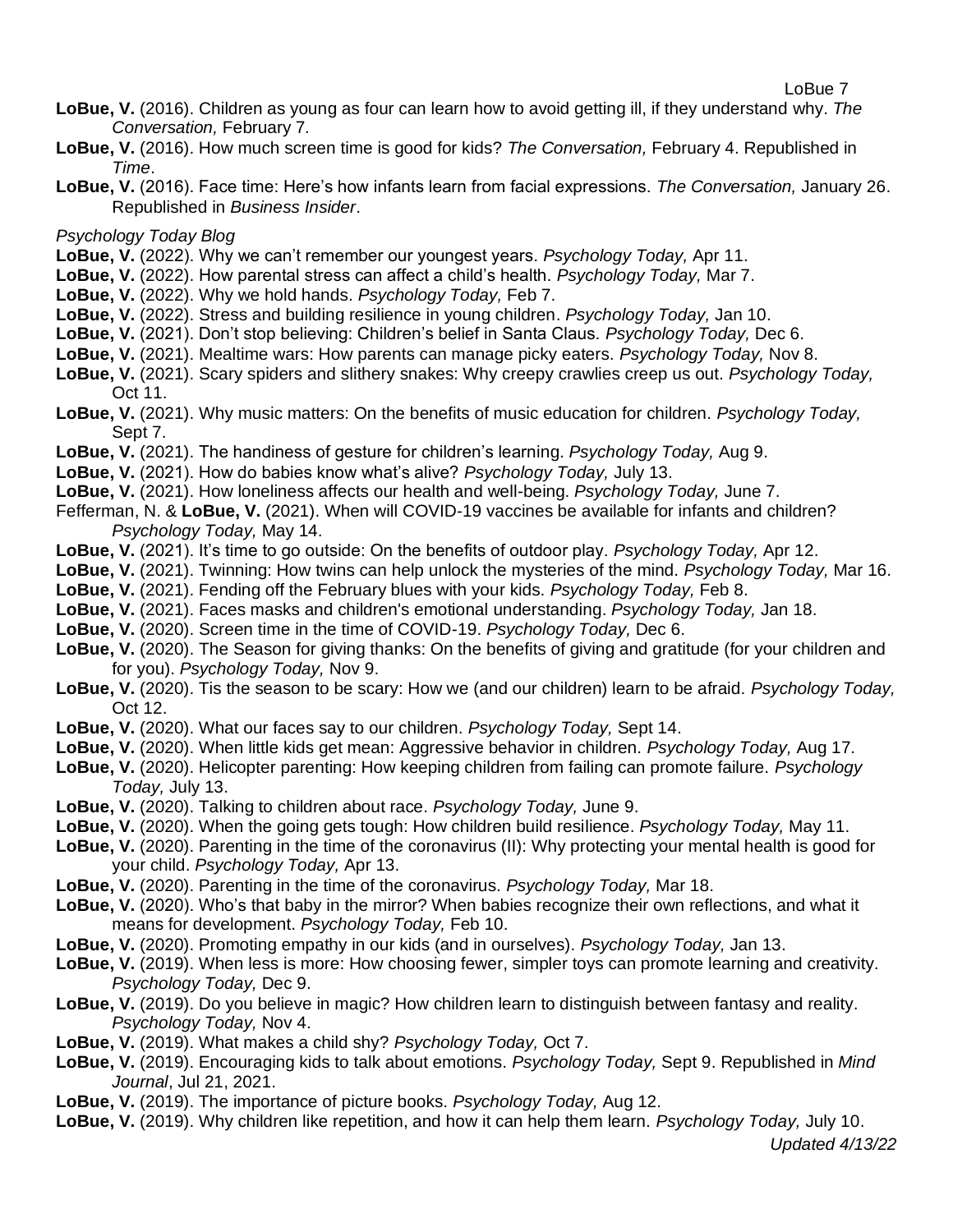**LoBue, V.** (2016). Children as young as four can learn how to avoid getting ill, if they understand why. *The Conversation,* February 7.

**LoBue, V.** (2016). How much screen time is good for kids? *The Conversation,* February 4. Republished in *Time*.

**LoBue, V.** (2016). Face time: Here's how infants learn from facial expressions. *The Conversation,* January 26. Republished in *Business Insider*.

*Psychology Today Blog*

**LoBue, V.** (2022). Why we can't remember our youngest years. *Psychology Today,* Apr 11.

**LoBue, V.** (2022). How parental stress can affect a child's health. *Psychology Today,* Mar 7.

**LoBue, V.** (2022). Why we hold hands. *Psychology Today,* Feb 7.

**LoBue, V.** (2022). Stress and building resilience in young children. *Psychology Today,* Jan 10.

**LoBue, V.** (2021). Don't stop believing: Children's belief in Santa Claus. *Psychology Today,* Dec 6.

**LoBue, V.** (2021). Mealtime wars: How parents can manage picky eaters. *Psychology Today,* Nov 8.

**LoBue, V.** (2021). Scary spiders and slithery snakes: Why creepy crawlies creep us out. *Psychology Today,* Oct 11.

**LoBue, V.** (2021). Why music matters: On the benefits of music education for children. *Psychology Today,* Sept 7.

**LoBue, V.** (2021). The handiness of gesture for children's learning. *Psychology Today,* Aug 9.

**LoBue, V.** (2021). How do babies know what's alive? *Psychology Today,* July 13.

**LoBue, V.** (2021). How loneliness affects our health and well-being. *Psychology Today,* June 7.

Fefferman, N. & **LoBue, V.** (2021). When will COVID-19 vaccines be available for infants and children? *Psychology Today,* May 14.

**LoBue, V.** (2021). It's time to go outside: On the benefits of outdoor play. *Psychology Today,* Apr 12.

**LoBue, V.** (2021). Twinning: How twins can help unlock the mysteries of the mind. *Psychology Today,* Mar 16.

**LoBue, V.** (2021). Fending off the February blues with your kids. *Psychology Today,* Feb 8.

**LoBue, V.** (2021). Faces masks and children's emotional understanding. *Psychology Today,* Jan 18.

**LoBue, V.** (2020). Screen time in the time of COVID-19. *Psychology Today,* Dec 6.

**LoBue, V.** (2020). The Season for giving thanks: On the benefits of giving and gratitude (for your children and for you). *Psychology Today,* Nov 9.

**LoBue, V.** (2020). Tis the season to be scary: How we (and our children) learn to be afraid. *Psychology Today,* Oct 12.

**LoBue, V.** (2020). What our faces say to our children. *Psychology Today,* Sept 14.

**LoBue, V.** (2020). When little kids get mean: Aggressive behavior in children. *Psychology Today,* Aug 17.

**LoBue, V.** (2020). Helicopter parenting: How keeping children from failing can promote failure. *Psychology Today,* July 13.

**LoBue, V.** (2020). Talking to children about race. *Psychology Today,* June 9.

**LoBue, V.** (2020). When the going gets tough: How children build resilience. *Psychology Today,* May 11.

**LoBue, V.** (2020). Parenting in the time of the coronavirus (II): Why protecting your mental health is good for your child. *Psychology Today,* Apr 13.

**LoBue, V.** (2020). Parenting in the time of the coronavirus. *Psychology Today,* Mar 18.

**LoBue, V.** (2020). Who's that baby in the mirror? When babies recognize their own reflections, and what it means for development. *Psychology Today,* Feb 10.

**LoBue, V.** (2020). Promoting empathy in our kids (and in ourselves). *Psychology Today,* Jan 13.

**LoBue, V.** (2019). When less is more: How choosing fewer, simpler toys can promote learning and creativity. *Psychology Today,* Dec 9.

**LoBue, V.** (2019). Do you believe in magic? How children learn to distinguish between fantasy and reality. *Psychology Today,* Nov 4.

**LoBue, V.** (2019). What makes a child shy? *Psychology Today,* Oct 7.

**LoBue, V.** (2019). Encouraging kids to talk about emotions. *Psychology Today,* Sept 9. Republished in *Mind Journal*, Jul 21, 2021.

**LoBue, V.** (2019). The importance of picture books. *Psychology Today,* Aug 12.

**LoBue, V.** (2019). Why children like repetition, and how it can help them learn. *Psychology Today,* July 10.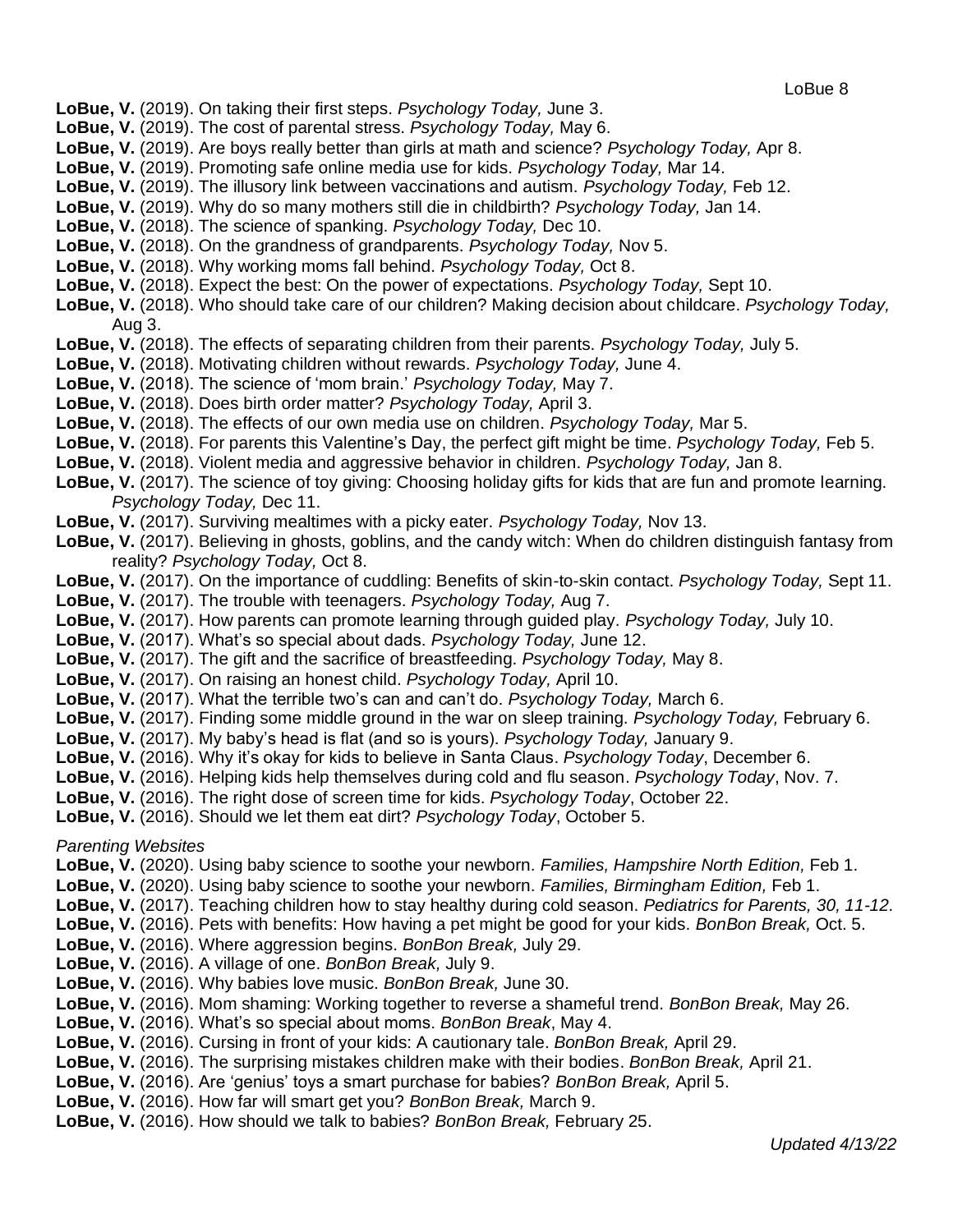**LoBue, V.** (2019). On taking their first steps. *Psychology Today,* June 3.
**LoBue, V.** (2019). The cost of parental stress. *Psychology Today,* May 6.
**LoBue, V.** (2019). Are boys really better than girls at math and science? *Psychology Today,* Apr 8.
**LoBue, V.** (2019). Promoting safe online media use for kids. *Psychology Today,* Mar 14.
**LoBue, V.** (2019). The illusory link between vaccinations and autism. *Psychology Today,* Feb 12.
**LoBue, V.** (2019). Why do so many mothers still die in childbirth? *Psychology Today,* Jan 14.
**LoBue, V.** (2018). The science of spanking. *Psychology Today,* Dec 10.
**LoBue, V.** (2018). On the grandness of grandparents. *Psychology Today,* Nov 5.
**LoBue, V.** (2018). Why working moms fall behind. *Psychology Today,* Oct 8.
**LoBue, V.** (2018). Expect the best: On the power of expectations. *Psychology Today,* Sept 10.
**LoBue, V.** (2018). Who should take care of our children? Making decision about childcare. *Psychology Today,* Aug 3.
**LoBue, V.** (2018). The effects of separating children from their parents. *Psychology Today,* July 5.
**LoBue, V.** (2018). Motivating children without rewards. *Psychology Today,* June 4.
**LoBue, V.** (2018). The science of 'mom brain.' *Psychology Today,* May 7.
**LoBue, V.** (2018). Does birth order matter? *Psychology Today,* April 3.
**LoBue, V.** (2018). The effects of our own media use on children. *Psychology Today,* Mar 5.
**LoBue, V.** (2018). For parents this Valentine's Day, the perfect gift might be time. *Psychology Today,* Feb 5.
**LoBue, V.** (2018). Violent media and aggressive behavior in children. *Psychology Today,* Jan 8.
**LoBue, V.** (2017). The science of toy giving: Choosing holiday gifts for kids that are fun and promote learning. *Psychology Today,* Dec 11.
**LoBue, V.** (2017). Surviving mealtimes with a picky eater. *Psychology Today,* Nov 13.
**LoBue, V.** (2017). Believing in ghosts, goblins, and the candy witch: When do children distinguish fantasy from reality? *Psychology Today,* Oct 8.
**LoBue, V.** (2017). On the importance of cuddling: Benefits of skin-to-skin contact. *Psychology Today,* Sept 11.
**LoBue, V.** (2017). The trouble with teenagers. *Psychology Today,* Aug 7.
**LoBue, V.** (2017). How parents can promote learning through guided play. *Psychology Today,* July 10.
**LoBue, V.** (2017). What's so special about dads. *Psychology Today,* June 12.
**LoBue, V.** (2017). The gift and the sacrifice of breastfeeding. *Psychology Today,* May 8.
**LoBue, V.** (2017). On raising an honest child. *Psychology Today,* April 10.
**LoBue, V.** (2017). What the terrible two's can and can't do. *Psychology Today,* March 6.
**LoBue, V.** (2017). Finding some middle ground in the war on sleep training. *Psychology Today,* February 6.
**LoBue, V.** (2017). My baby's head is flat (and so is yours). *Psychology Today,* January 9.
**LoBue, V.** (2016). Why it's okay for kids to believe in Santa Claus. *Psychology Today*, December 6.
**LoBue, V.** (2016). Helping kids help themselves during cold and flu season. *Psychology Today*, Nov. 7.
**LoBue, V.** (2016). The right dose of screen time for kids. *Psychology Today*, October 22.
**LoBue, V.** (2016). Should we let them eat dirt? *Psychology Today*, October 5.

*Parenting Websites*

**LoBue, V.** (2020). Using baby science to soothe your newborn. *Families, Hampshire North Edition,* Feb 1.
**LoBue, V.** (2020). Using baby science to soothe your newborn. *Families, Birmingham Edition,* Feb 1.
**LoBue, V.** (2017). Teaching children how to stay healthy during cold season. *Pediatrics for Parents, 30, 11-12.*
**LoBue, V.** (2016). Pets with benefits: How having a pet might be good for your kids. *BonBon Break,* Oct. 5.
**LoBue, V.** (2016). Where aggression begins. *BonBon Break,* July 29.
**LoBue, V.** (2016). A village of one. *BonBon Break,* July 9.
**LoBue, V.** (2016). Why babies love music. *BonBon Break,* June 30.
**LoBue, V.** (2016). Mom shaming: Working together to reverse a shameful trend. *BonBon Break,* May 26.
**LoBue, V.** (2016). What's so special about moms. *BonBon Break*, May 4.
**LoBue, V.** (2016). Cursing in front of your kids: A cautionary tale. *BonBon Break,* April 29.
**LoBue, V.** (2016). The surprising mistakes children make with their bodies. *BonBon Break,* April 21.
**LoBue, V.** (2016). Are 'genius' toys a smart purchase for babies? *BonBon Break,* April 5.
**LoBue, V.** (2016). How far will smart get you? *BonBon Break,* March 9.
**LoBue, V.** (2016). How should we talk to babies? *BonBon Break,* February 25.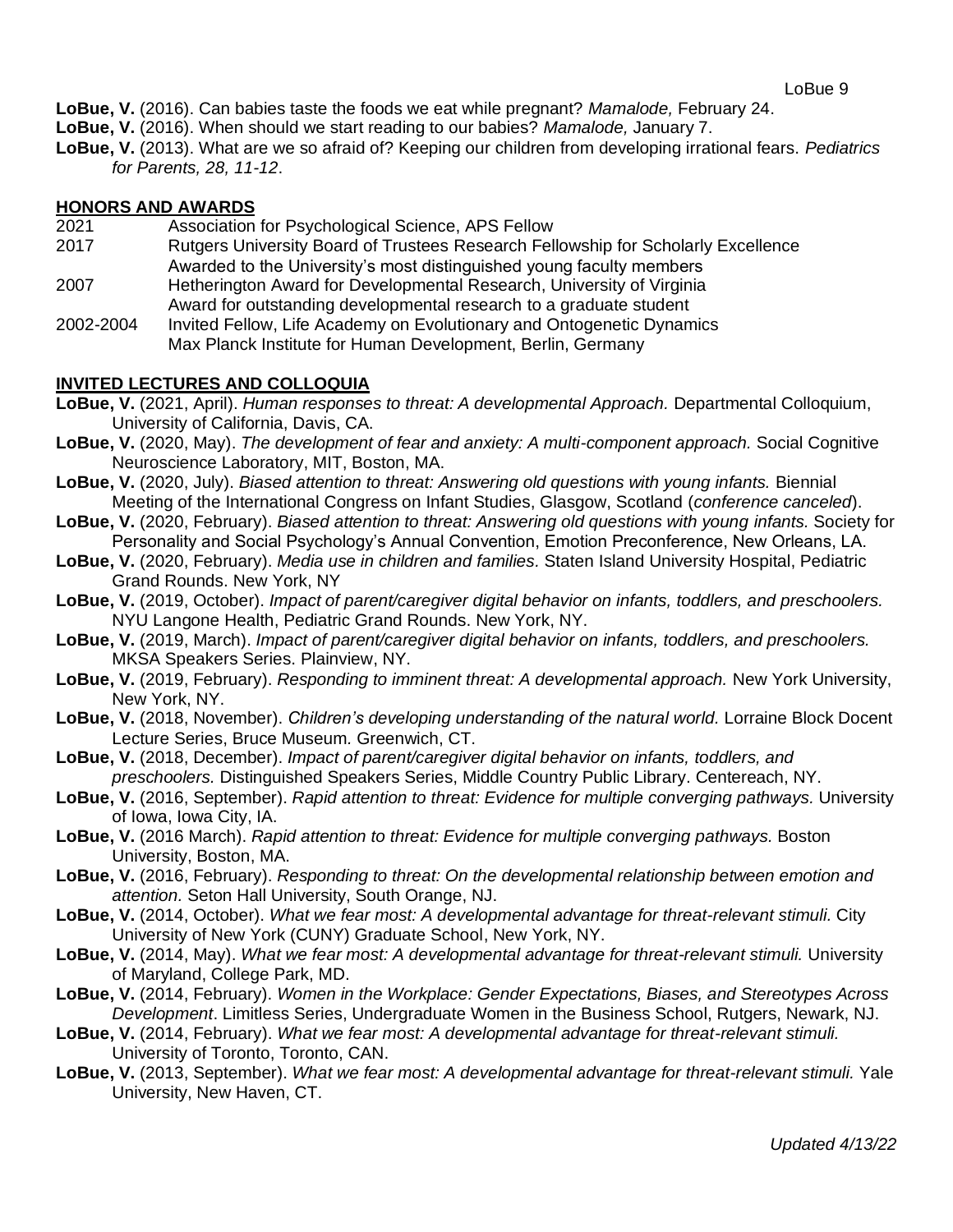**LoBue, V.** (2016). Can babies taste the foods we eat while pregnant? *Mamalode,* February 24.

**LoBue, V.** (2016). When should we start reading to our babies? *Mamalode,* January 7.

**LoBue, V.** (2013). What are we so afraid of? Keeping our children from developing irrational fears. *Pediatrics for Parents, 28, 11-12*.

## HONORS AND AWARDS

2021 Association for Psychological Science, APS Fellow

2017 Rutgers University Board of Trustees Research Fellowship for Scholarly Excellence
Awarded to the University's most distinguished young faculty members

2007 Hetherington Award for Developmental Research, University of Virginia
Award for outstanding developmental research to a graduate student

2002-2004 Invited Fellow, Life Academy on Evolutionary and Ontogenetic Dynamics
Max Planck Institute for Human Development, Berlin, Germany

## INVITED LECTURES AND COLLOQUIA

**LoBue, V.** (2021, April). *Human responses to threat: A developmental Approach.* Departmental Colloquium, University of California, Davis, CA.

**LoBue, V.** (2020, May). *The development of fear and anxiety: A multi-component approach.* Social Cognitive Neuroscience Laboratory, MIT, Boston, MA.

**LoBue, V.** (2020, July). *Biased attention to threat: Answering old questions with young infants.* Biennial Meeting of the International Congress on Infant Studies, Glasgow, Scotland (*conference canceled*).

**LoBue, V.** (2020, February). *Biased attention to threat: Answering old questions with young infants.* Society for Personality and Social Psychology's Annual Convention, Emotion Preconference, New Orleans, LA.

**LoBue, V.** (2020, February). *Media use in children and families.* Staten Island University Hospital, Pediatric Grand Rounds. New York, NY

**LoBue, V.** (2019, October). *Impact of parent/caregiver digital behavior on infants, toddlers, and preschoolers.* NYU Langone Health, Pediatric Grand Rounds. New York, NY.

**LoBue, V.** (2019, March). *Impact of parent/caregiver digital behavior on infants, toddlers, and preschoolers.* MKSA Speakers Series. Plainview, NY.

**LoBue, V.** (2019, February). *Responding to imminent threat: A developmental approach.* New York University, New York, NY.

**LoBue, V.** (2018, November). *Children's developing understanding of the natural world.* Lorraine Block Docent Lecture Series, Bruce Museum. Greenwich, CT.

**LoBue, V.** (2018, December). *Impact of parent/caregiver digital behavior on infants, toddlers, and preschoolers.* Distinguished Speakers Series, Middle Country Public Library. Centereach, NY.

**LoBue, V.** (2016, September). *Rapid attention to threat: Evidence for multiple converging pathways.* University of Iowa, Iowa City, IA.

**LoBue, V.** (2016 March). *Rapid attention to threat: Evidence for multiple converging pathways.* Boston University, Boston, MA.

**LoBue, V.** (2016, February). *Responding to threat: On the developmental relationship between emotion and attention.* Seton Hall University, South Orange, NJ.

**LoBue, V.** (2014, October). *What we fear most: A developmental advantage for threat-relevant stimuli.* City University of New York (CUNY) Graduate School, New York, NY.

**LoBue, V.** (2014, May). *What we fear most: A developmental advantage for threat-relevant stimuli.* University of Maryland, College Park, MD.

**LoBue, V.** (2014, February). *Women in the Workplace: Gender Expectations, Biases, and Stereotypes Across Development*. Limitless Series, Undergraduate Women in the Business School, Rutgers, Newark, NJ.

**LoBue, V.** (2014, February). *What we fear most: A developmental advantage for threat-relevant stimuli.* University of Toronto, Toronto, CAN.

**LoBue, V.** (2013, September). *What we fear most: A developmental advantage for threat-relevant stimuli.* Yale University, New Haven, CT.

*Updated 4/13/22*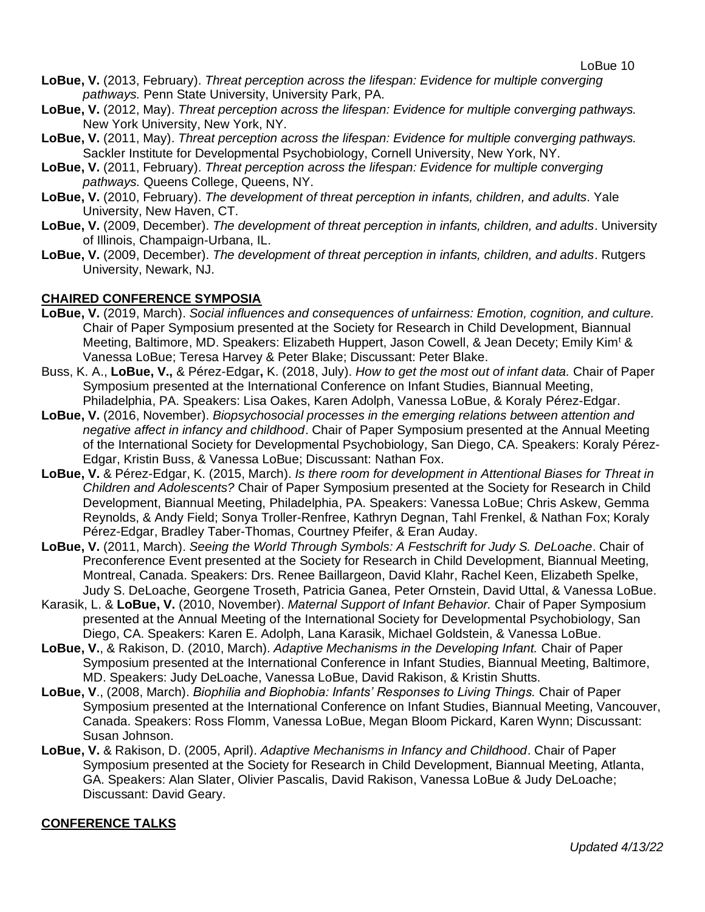**LoBue, V.** (2013, February). *Threat perception across the lifespan: Evidence for multiple converging pathways.* Penn State University, University Park, PA.

**LoBue, V.** (2012, May). *Threat perception across the lifespan: Evidence for multiple converging pathways.* New York University, New York, NY.

**LoBue, V.** (2011, May). *Threat perception across the lifespan: Evidence for multiple converging pathways.* Sackler Institute for Developmental Psychobiology, Cornell University, New York, NY.

**LoBue, V.** (2011, February). *Threat perception across the lifespan: Evidence for multiple converging pathways.* Queens College, Queens, NY.

**LoBue, V.** (2010, February). *The development of threat perception in infants, children, and adults*. Yale University, New Haven, CT.

**LoBue, V.** (2009, December). *The development of threat perception in infants, children, and adults*. University of Illinois, Champaign-Urbana, IL.

**LoBue, V.** (2009, December). *The development of threat perception in infants, children, and adults*. Rutgers University, Newark, NJ.

## CHAIRED CONFERENCE SYMPOSIA

**LoBue, V.** (2019, March). *Social influences and consequences of unfairness: Emotion, cognition, and culture.* Chair of Paper Symposium presented at the Society for Research in Child Development, Biannual Meeting, Baltimore, MD. Speakers: Elizabeth Huppert, Jason Cowell, & Jean Decety; Emily Kim[t] & Vanessa LoBue; Teresa Harvey & Peter Blake; Discussant: Peter Blake.

Buss, K. A., **LoBue, V.,** & Pérez-Edgar**,** K. (2018, July). *How to get the most out of infant data.* Chair of Paper Symposium presented at the International Conference on Infant Studies, Biannual Meeting, Philadelphia, PA. Speakers: Lisa Oakes, Karen Adolph, Vanessa LoBue, & Koraly Pérez-Edgar.

**LoBue, V.** (2016, November). *Biopsychosocial processes in the emerging relations between attention and negative affect in infancy and childhood*. Chair of Paper Symposium presented at the Annual Meeting of the International Society for Developmental Psychobiology, San Diego, CA. Speakers: Koraly Pérez-Edgar, Kristin Buss, & Vanessa LoBue; Discussant: Nathan Fox.

**LoBue, V.** & Pérez-Edgar, K. (2015, March). *Is there room for development in Attentional Biases for Threat in Children and Adolescents?* Chair of Paper Symposium presented at the Society for Research in Child Development, Biannual Meeting, Philadelphia, PA. Speakers: Vanessa LoBue; Chris Askew, Gemma Reynolds, & Andy Field; Sonya Troller-Renfree, Kathryn Degnan, Tahl Frenkel, & Nathan Fox; Koraly Pérez-Edgar, Bradley Taber-Thomas, Courtney Pfeifer, & Eran Auday.

**LoBue, V.** (2011, March). *Seeing the World Through Symbols: A Festschrift for Judy S. DeLoache*. Chair of Preconference Event presented at the Society for Research in Child Development, Biannual Meeting, Montreal, Canada. Speakers: Drs. Renee Baillargeon, David Klahr, Rachel Keen, Elizabeth Spelke, Judy S. DeLoache, Georgene Troseth, Patricia Ganea, Peter Ornstein, David Uttal, & Vanessa LoBue.

Karasik, L. & **LoBue, V.** (2010, November). *Maternal Support of Infant Behavior.* Chair of Paper Symposium presented at the Annual Meeting of the International Society for Developmental Psychobiology, San Diego, CA. Speakers: Karen E. Adolph, Lana Karasik, Michael Goldstein, & Vanessa LoBue.

**LoBue, V.**, & Rakison, D. (2010, March). *Adaptive Mechanisms in the Developing Infant.* Chair of Paper Symposium presented at the International Conference in Infant Studies, Biannual Meeting, Baltimore, MD. Speakers: Judy DeLoache, Vanessa LoBue, David Rakison, & Kristin Shutts.

**LoBue, V**., (2008, March). *Biophilia and Biophobia: Infants' Responses to Living Things.* Chair of Paper Symposium presented at the International Conference on Infant Studies, Biannual Meeting, Vancouver, Canada. Speakers: Ross Flomm, Vanessa LoBue, Megan Bloom Pickard, Karen Wynn; Discussant: Susan Johnson.

**LoBue, V.** & Rakison, D. (2005, April). *Adaptive Mechanisms in Infancy and Childhood*. Chair of Paper Symposium presented at the Society for Research in Child Development, Biannual Meeting, Atlanta, GA. Speakers: Alan Slater, Olivier Pascalis, David Rakison, Vanessa LoBue & Judy DeLoache; Discussant: David Geary.

## CONFERENCE TALKS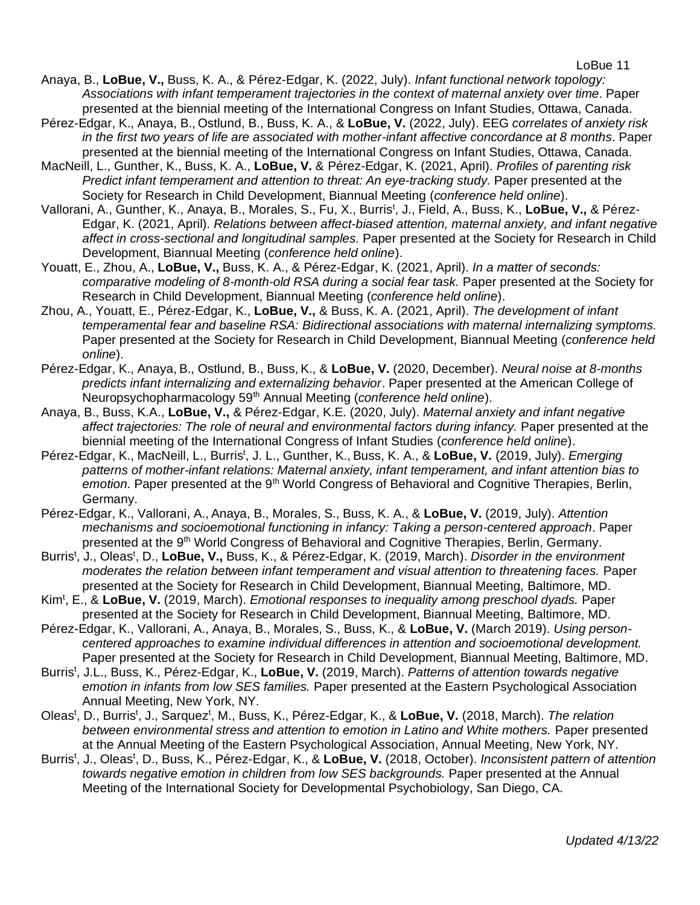Anaya, B., **LoBue, V.,** Buss, K. A., & Pérez-Edgar, K. (2022, July). *Infant functional network topology: Associations with infant temperament trajectories in the context of maternal anxiety over time*. Paper presented at the biennial meeting of the International Congress on Infant Studies, Ottawa, Canada.

Pérez-Edgar, K., Anaya, B., Ostlund, B., Buss, K. A., & **LoBue, V.** (2022, July). EEG *correlates of anxiety risk in the first two years of life are associated with mother-infant affective concordance at 8 months*. Paper presented at the biennial meeting of the International Congress on Infant Studies, Ottawa, Canada.

MacNeill, L., Gunther, K., Buss, K. A., **LoBue, V.** & Pérez-Edgar, K. (2021, April). *Profiles of parenting risk Predict infant temperament and attention to threat: An eye-tracking study.* Paper presented at the Society for Research in Child Development, Biannual Meeting (*conference held online*).

Vallorani, A., Gunther, K., Anaya, B., Morales, S., Fu, X., Burris[t], J., Field, A., Buss, K., **LoBue, V.,** & Pérez-Edgar, K. (2021, April). *Relations between affect-biased attention, maternal anxiety, and infant negative affect in cross-sectional and longitudinal samples.* Paper presented at the Society for Research in Child Development, Biannual Meeting (*conference held online*).

Youatt, E., Zhou, A., **LoBue, V.,** Buss, K. A., & Pérez-Edgar, K. (2021, April). *In a matter of seconds: comparative modeling of 8-month-old RSA during a social fear task.* Paper presented at the Society for Research in Child Development, Biannual Meeting (*conference held online*).

Zhou, A., Youatt, E., Pérez-Edgar, K., **LoBue, V.,** & Buss, K. A. (2021, April). *The development of infant temperamental fear and baseline RSA: Bidirectional associations with maternal internalizing symptoms.* Paper presented at the Society for Research in Child Development, Biannual Meeting (*conference held online*).

Pérez-Edgar, K., Anaya, B., Ostlund, B., Buss, K., & **LoBue, V.** (2020, December). *Neural noise at 8-months predicts infant internalizing and externalizing behavior*. Paper presented at the American College of Neuropsychopharmacology 59th Annual Meeting (*conference held online*).

Anaya, B., Buss, K.A., **LoBue, V.,** & Pérez-Edgar, K.E. (2020, July). *Maternal anxiety and infant negative affect trajectories: The role of neural and environmental factors during infancy.* Paper presented at the biennial meeting of the International Congress of Infant Studies (*conference held online*).

Pérez-Edgar, K., MacNeill, L., Burris[t], J. L., Gunther, K., Buss, K. A., & **LoBue, V.** (2019, July). *Emerging patterns of mother-infant relations: Maternal anxiety, infant temperament, and infant attention bias to emotion.* Paper presented at the 9th World Congress of Behavioral and Cognitive Therapies, Berlin, Germany.

Pérez-Edgar, K., Vallorani, A., Anaya, B., Morales, S., Buss, K. A., & **LoBue, V.** (2019, July). *Attention mechanisms and socioemotional functioning in infancy: Taking a person-centered approach*. Paper presented at the 9th World Congress of Behavioral and Cognitive Therapies, Berlin, Germany.

Burris[t], J., Oleas[t], D., **LoBue, V.,** Buss, K., & Pérez-Edgar, K. (2019, March). *Disorder in the environment moderates the relation between infant temperament and visual attention to threatening faces.* Paper presented at the Society for Research in Child Development, Biannual Meeting, Baltimore, MD.

Kim[t], E., & **LoBue, V.** (2019, March). *Emotional responses to inequality among preschool dyads.* Paper presented at the Society for Research in Child Development, Biannual Meeting, Baltimore, MD.

Pérez-Edgar, K., Vallorani, A., Anaya, B., Morales, S., Buss, K., & **LoBue, V.** (March 2019). *Using person-centered approaches to examine individual differences in attention and socioemotional development.* Paper presented at the Society for Research in Child Development, Biannual Meeting, Baltimore, MD.

Burris[t], J.L., Buss, K., Pérez-Edgar, K., **LoBue, V.** (2019, March). *Patterns of attention towards negative emotion in infants from low SES families.* Paper presented at the Eastern Psychological Association Annual Meeting, New York, NY.

Oleas[t], D., Burris[t], J., Sarquez[t], M., Buss, K., Pérez-Edgar, K., & **LoBue, V.** (2018, March). *The relation between environmental stress and attention to emotion in Latino and White mothers.* Paper presented at the Annual Meeting of the Eastern Psychological Association, Annual Meeting, New York, NY.

Burris[t], J., Oleas[t], D., Buss, K., Pérez-Edgar, K., & **LoBue, V.** (2018, October). *Inconsistent pattern of attention towards negative emotion in children from low SES backgrounds.* Paper presented at the Annual Meeting of the International Society for Developmental Psychobiology, San Diego, CA.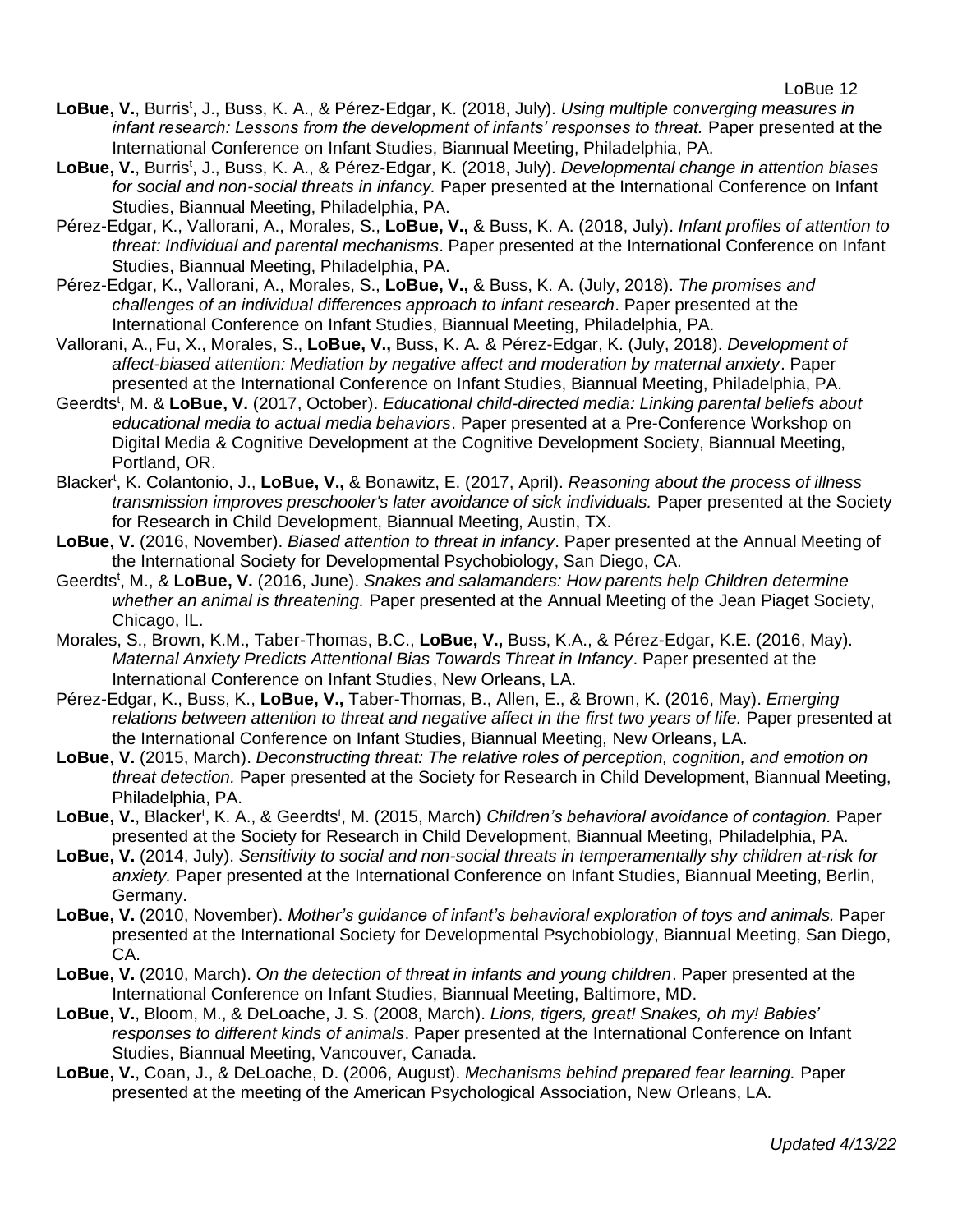**LoBue, V.**, Burris[t], J., Buss, K. A., & Pérez-Edgar, K. (2018, July). *Using multiple converging measures in infant research: Lessons from the development of infants' responses to threat.* Paper presented at the International Conference on Infant Studies, Biannual Meeting, Philadelphia, PA.

**LoBue, V.**, Burris[t], J., Buss, K. A., & Pérez-Edgar, K. (2018, July). *Developmental change in attention biases for social and non-social threats in infancy.* Paper presented at the International Conference on Infant Studies, Biannual Meeting, Philadelphia, PA.

Pérez-Edgar, K., Vallorani, A., Morales, S., **LoBue, V.,** & Buss, K. A. (2018, July). *Infant profiles of attention to threat: Individual and parental mechanisms*. Paper presented at the International Conference on Infant Studies, Biannual Meeting, Philadelphia, PA.

Pérez-Edgar, K., Vallorani, A., Morales, S., **LoBue, V.,** & Buss, K. A. (July, 2018). *The promises and challenges of an individual differences approach to infant research*. Paper presented at the International Conference on Infant Studies, Biannual Meeting, Philadelphia, PA.

Vallorani, A., Fu, X., Morales, S., **LoBue, V.,** Buss, K. A. & Pérez-Edgar, K. (July, 2018). *Development of affect-biased attention: Mediation by negative affect and moderation by maternal anxiety*. Paper presented at the International Conference on Infant Studies, Biannual Meeting, Philadelphia, PA.

Geerdts[t], M. & **LoBue, V.** (2017, October). *Educational child-directed media: Linking parental beliefs about educational media to actual media behaviors*. Paper presented at a Pre-Conference Workshop on Digital Media & Cognitive Development at the Cognitive Development Society, Biannual Meeting, Portland, OR.

Blacker[t], K. Colantonio, J., **LoBue, V.,** & Bonawitz, E. (2017, April). *Reasoning about the process of illness transmission improves preschooler's later avoidance of sick individuals.* Paper presented at the Society for Research in Child Development, Biannual Meeting, Austin, TX.

**LoBue, V.** (2016, November). *Biased attention to threat in infancy*. Paper presented at the Annual Meeting of the International Society for Developmental Psychobiology, San Diego, CA.

Geerdts[t], M., & **LoBue, V.** (2016, June). *Snakes and salamanders: How parents help Children determine whether an animal is threatening.* Paper presented at the Annual Meeting of the Jean Piaget Society, Chicago, IL.

Morales, S., Brown, K.M., Taber-Thomas, B.C., **LoBue, V.,** Buss, K.A., & Pérez-Edgar, K.E. (2016, May). *Maternal Anxiety Predicts Attentional Bias Towards Threat in Infancy*. Paper presented at the International Conference on Infant Studies, New Orleans, LA.

Pérez-Edgar, K., Buss, K., **LoBue, V.,** Taber-Thomas, B., Allen, E., & Brown, K. (2016, May). *Emerging relations between attention to threat and negative affect in the first two years of life.* Paper presented at the International Conference on Infant Studies, Biannual Meeting, New Orleans, LA.

**LoBue, V.** (2015, March). *Deconstructing threat: The relative roles of perception, cognition, and emotion on threat detection.* Paper presented at the Society for Research in Child Development, Biannual Meeting, Philadelphia, PA.

**LoBue, V.**, Blacker[t], K. A., & Geerdts[t], M. (2015, March) *Children's behavioral avoidance of contagion.* Paper presented at the Society for Research in Child Development, Biannual Meeting, Philadelphia, PA.

**LoBue, V.** (2014, July). *Sensitivity to social and non-social threats in temperamentally shy children at-risk for anxiety.* Paper presented at the International Conference on Infant Studies, Biannual Meeting, Berlin, Germany.

**LoBue, V.** (2010, November). *Mother's guidance of infant's behavioral exploration of toys and animals.* Paper presented at the International Society for Developmental Psychobiology, Biannual Meeting, San Diego, CA.

**LoBue, V.** (2010, March). *On the detection of threat in infants and young children*. Paper presented at the International Conference on Infant Studies, Biannual Meeting, Baltimore, MD.

**LoBue, V.**, Bloom, M., & DeLoache, J. S. (2008, March). *Lions, tigers, great! Snakes, oh my! Babies' responses to different kinds of animals*. Paper presented at the International Conference on Infant Studies, Biannual Meeting, Vancouver, Canada.

**LoBue, V.**, Coan, J., & DeLoache, D. (2006, August). *Mechanisms behind prepared fear learning.* Paper presented at the meeting of the American Psychological Association, New Orleans, LA.

*Updated 4/13/22*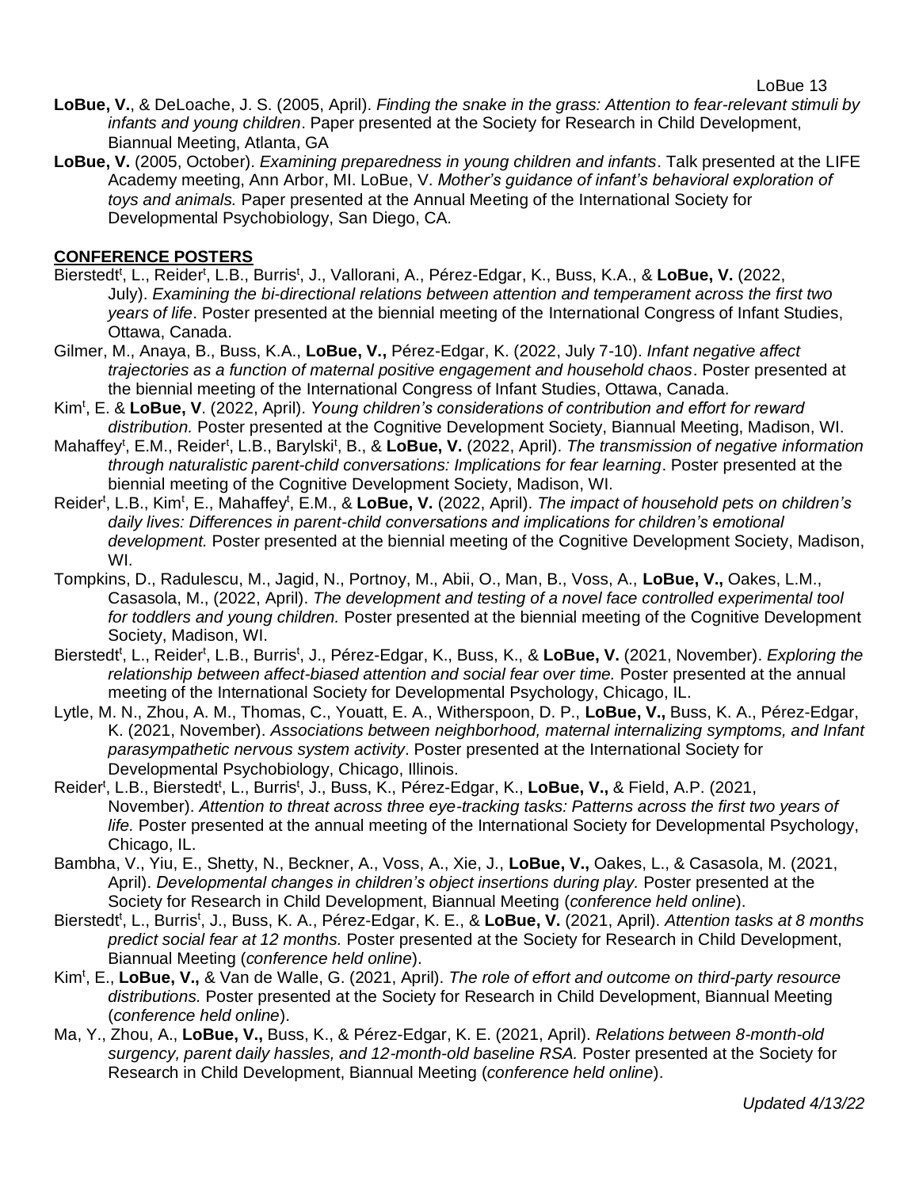**LoBue, V.**, & DeLoache, J. S. (2005, April). *Finding the snake in the grass: Attention to fear-relevant stimuli by infants and young children*. Paper presented at the Society for Research in Child Development, Biannual Meeting, Atlanta, GA

**LoBue, V.** (2005, October). *Examining preparedness in young children and infants*. Talk presented at the LIFE Academy meeting, Ann Arbor, MI. LoBue, V. *Mother's guidance of infant's behavioral exploration of toys and animals.* Paper presented at the Annual Meeting of the International Society for Developmental Psychobiology, San Diego, CA.

## CONFERENCE POSTERS

Bierstedt[t], L., Reider[t], L.B., Burris[t], J., Vallorani, A., Pérez-Edgar, K., Buss, K.A., & **LoBue, V.** (2022, July). *Examining the bi-directional relations between attention and temperament across the first two years of life*. Poster presented at the biennial meeting of the International Congress of Infant Studies, Ottawa, Canada.

Gilmer, M., Anaya, B., Buss, K.A., **LoBue, V.,** Pérez-Edgar, K. (2022, July 7-10). *Infant negative affect trajectories as a function of maternal positive engagement and household chaos*. Poster presented at the biennial meeting of the International Congress of Infant Studies, Ottawa, Canada.

Kim[t], E. & **LoBue, V**. (2022, April). *Young children's considerations of contribution and effort for reward distribution.* Poster presented at the Cognitive Development Society, Biannual Meeting, Madison, WI.

Mahaffey[t], E.M., Reider[t], L.B., Barylski[t], B., & **LoBue, V.** (2022, April). *The transmission of negative information through naturalistic parent-child conversations: Implications for fear learning*. Poster presented at the biennial meeting of the Cognitive Development Society, Madison, WI.

Reider[t], L.B., Kim[t], E., Mahaffey[t], E.M., & **LoBue, V.** (2022, April). *The impact of household pets on children's daily lives: Differences in parent-child conversations and implications for children's emotional development.* Poster presented at the biennial meeting of the Cognitive Development Society, Madison, WI.

Tompkins, D., Radulescu, M., Jagid, N., Portnoy, M., Abii, O., Man, B., Voss, A., **LoBue, V.,** Oakes, L.M., Casasola, M., (2022, April). *The development and testing of a novel face controlled experimental tool for toddlers and young children.* Poster presented at the biennial meeting of the Cognitive Development Society, Madison, WI.

Bierstedt[t], L., Reider[t], L.B., Burris[t], J., Pérez-Edgar, K., Buss, K., & **LoBue, V.** (2021, November). *Exploring the relationship between affect-biased attention and social fear over time.* Poster presented at the annual meeting of the International Society for Developmental Psychology, Chicago, IL.

Lytle, M. N., Zhou, A. M., Thomas, C., Youatt, E. A., Witherspoon, D. P., **LoBue, V.,** Buss, K. A., Pérez-Edgar, K. (2021, November). *Associations between neighborhood, maternal internalizing symptoms, and Infant parasympathetic nervous system activity*. Poster presented at the International Society for Developmental Psychobiology, Chicago, Illinois.

Reider[t], L.B., Bierstedt[t], L., Burris[t], J., Buss, K., Pérez-Edgar, K., **LoBue, V.,** & Field, A.P. (2021, November). *Attention to threat across three eye-tracking tasks: Patterns across the first two years of life.* Poster presented at the annual meeting of the International Society for Developmental Psychology, Chicago, IL.

Bambha, V., Yiu, E., Shetty, N., Beckner, A., Voss, A., Xie, J., **LoBue, V.,** Oakes, L., & Casasola, M. (2021, April). *Developmental changes in children's object insertions during play.* Poster presented at the Society for Research in Child Development, Biannual Meeting (*conference held online*).

Bierstedt[t], L., Burris[t], J., Buss, K. A., Pérez-Edgar, K. E., & **LoBue, V.** (2021, April). *Attention tasks at 8 months predict social fear at 12 months.* Poster presented at the Society for Research in Child Development, Biannual Meeting (*conference held online*).

Kim[t], E., **LoBue, V.,** & Van de Walle, G. (2021, April). *The role of effort and outcome on third-party resource distributions.* Poster presented at the Society for Research in Child Development, Biannual Meeting (*conference held online*).

Ma, Y., Zhou, A., **LoBue, V.,** Buss, K., & Pérez-Edgar, K. E. (2021, April). *Relations between 8-month-old surgency, parent daily hassles, and 12-month-old baseline RSA.* Poster presented at the Society for Research in Child Development, Biannual Meeting (*conference held online*).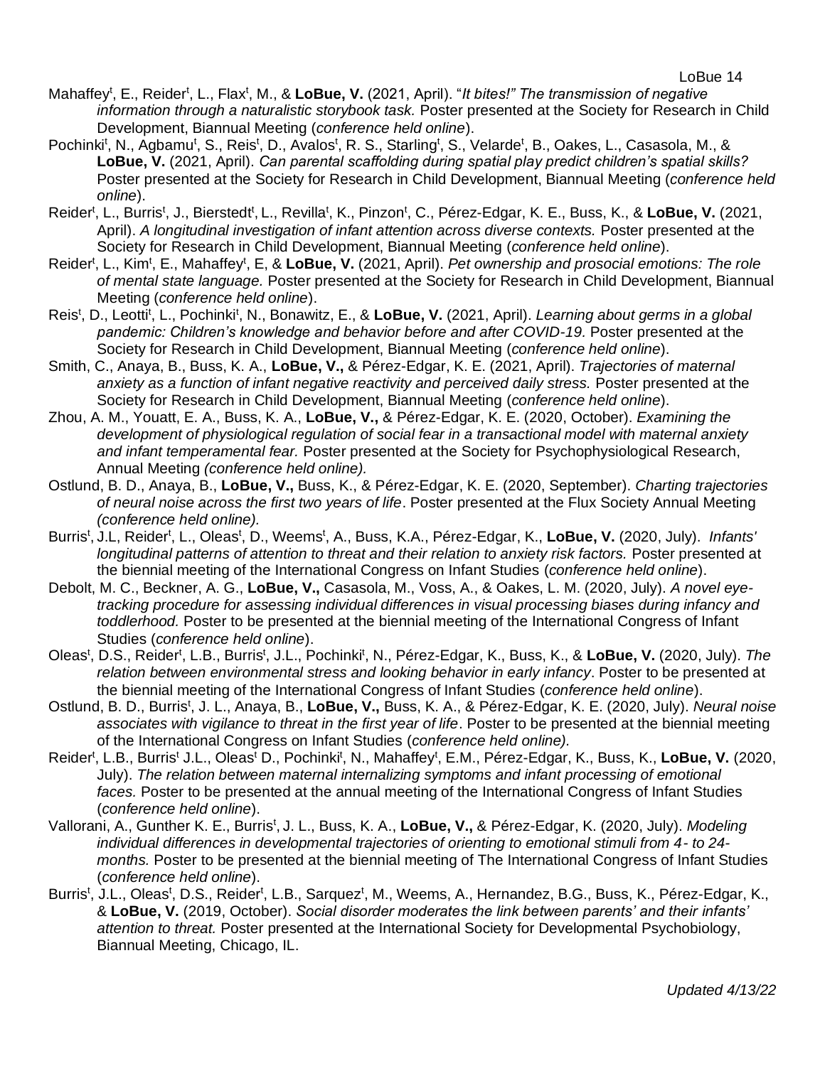Mahaffey[t], E., Reider[t], L., Flax[t], M., & **LoBue, V.** (2021, April). "*It bites!" The transmission of negative information through a naturalistic storybook task.* Poster presented at the Society for Research in Child Development, Biannual Meeting (*conference held online*).

Pochinki[t], N., Agbamu[t], S., Reis[t], D., Avalos[t], R. S., Starling[t], S., Velarde[t], B., Oakes, L., Casasola, M., & **LoBue, V.** (2021, April). *Can parental scaffolding during spatial play predict children's spatial skills?* Poster presented at the Society for Research in Child Development, Biannual Meeting (*conference held online*).

Reider[t], L., Burris[t], J., Bierstedt[t], L., Revilla[t], K., Pinzon[t], C., Pérez-Edgar, K. E., Buss, K., & **LoBue, V.** (2021, April). *A longitudinal investigation of infant attention across diverse contexts.* Poster presented at the Society for Research in Child Development, Biannual Meeting (*conference held online*).

Reider[t], L., Kim[t], E., Mahaffey[t], E, & **LoBue, V.** (2021, April). *Pet ownership and prosocial emotions: The role of mental state language.* Poster presented at the Society for Research in Child Development, Biannual Meeting (*conference held online*).

Reis[t], D., Leotti[t], L., Pochinki[t], N., Bonawitz, E., & **LoBue, V.** (2021, April). *Learning about germs in a global pandemic: Children's knowledge and behavior before and after COVID-19.* Poster presented at the Society for Research in Child Development, Biannual Meeting (*conference held online*).

Smith, C., Anaya, B., Buss, K. A., **LoBue, V.,** & Pérez-Edgar, K. E. (2021, April). *Trajectories of maternal anxiety as a function of infant negative reactivity and perceived daily stress.* Poster presented at the Society for Research in Child Development, Biannual Meeting (*conference held online*).

Zhou, A. M., Youatt, E. A., Buss, K. A., **LoBue, V.,** & Pérez-Edgar, K. E. (2020, October). *Examining the development of physiological regulation of social fear in a transactional model with maternal anxiety and infant temperamental fear.* Poster presented at the Society for Psychophysiological Research, Annual Meeting *(conference held online).*

Ostlund, B. D., Anaya, B., **LoBue, V.,** Buss, K., & Pérez-Edgar, K. E. (2020, September). *Charting trajectories of neural noise across the first two years of life*. Poster presented at the Flux Society Annual Meeting *(conference held online).*

Burris[t], J.L, Reider[t], L., Oleas[t], D., Weems[t], A., Buss, K.A., Pérez-Edgar, K., **LoBue, V.** (2020, July). *Infants' longitudinal patterns of attention to threat and their relation to anxiety risk factors.* Poster presented at the biennial meeting of the International Congress on Infant Studies (*conference held online*).

Debolt, M. C., Beckner, A. G., **LoBue, V.,** Casasola, M., Voss, A., & Oakes, L. M. (2020, July). *A novel eye-tracking procedure for assessing individual differences in visual processing biases during infancy and toddlerhood.* Poster to be presented at the biennial meeting of the International Congress of Infant Studies (*conference held online*).

Oleas[t], D.S., Reider[t], L.B., Burris[t], J.L., Pochinki[t], N., Pérez-Edgar, K., Buss, K., & **LoBue, V.** (2020, July). *The relation between environmental stress and looking behavior in early infancy*. Poster to be presented at the biennial meeting of the International Congress of Infant Studies (*conference held online*).

Ostlund, B. D., Burris[t], J. L., Anaya, B., **LoBue, V.,** Buss, K. A., & Pérez-Edgar, K. E. (2020, July). *Neural noise associates with vigilance to threat in the first year of life*. Poster to be presented at the biennial meeting of the International Congress on Infant Studies (*conference held online).*

Reider[t], L.B., Burris[t] J.L., Oleas[t] D., Pochinki[t], N., Mahaffey[t], E.M., Pérez-Edgar, K., Buss, K., **LoBue, V.** (2020, July). *The relation between maternal internalizing symptoms and infant processing of emotional faces.* Poster to be presented at the annual meeting of the International Congress of Infant Studies (*conference held online*).

Vallorani, A., Gunther K. E., Burris[t], J. L., Buss, K. A., **LoBue, V.,** & Pérez-Edgar, K. (2020, July). *Modeling individual differences in developmental trajectories of orienting to emotional stimuli from 4- to 24-months.* Poster to be presented at the biennial meeting of The International Congress of Infant Studies (*conference held online*).

Burris[t], J.L., Oleas[t], D.S., Reider[t], L.B., Sarquez[t], M., Weems, A., Hernandez, B.G., Buss, K., Pérez-Edgar, K., & **LoBue, V.** (2019, October). *Social disorder moderates the link between parents' and their infants' attention to threat.* Poster presented at the International Society for Developmental Psychobiology, Biannual Meeting, Chicago, IL.

*Updated 4/13/22*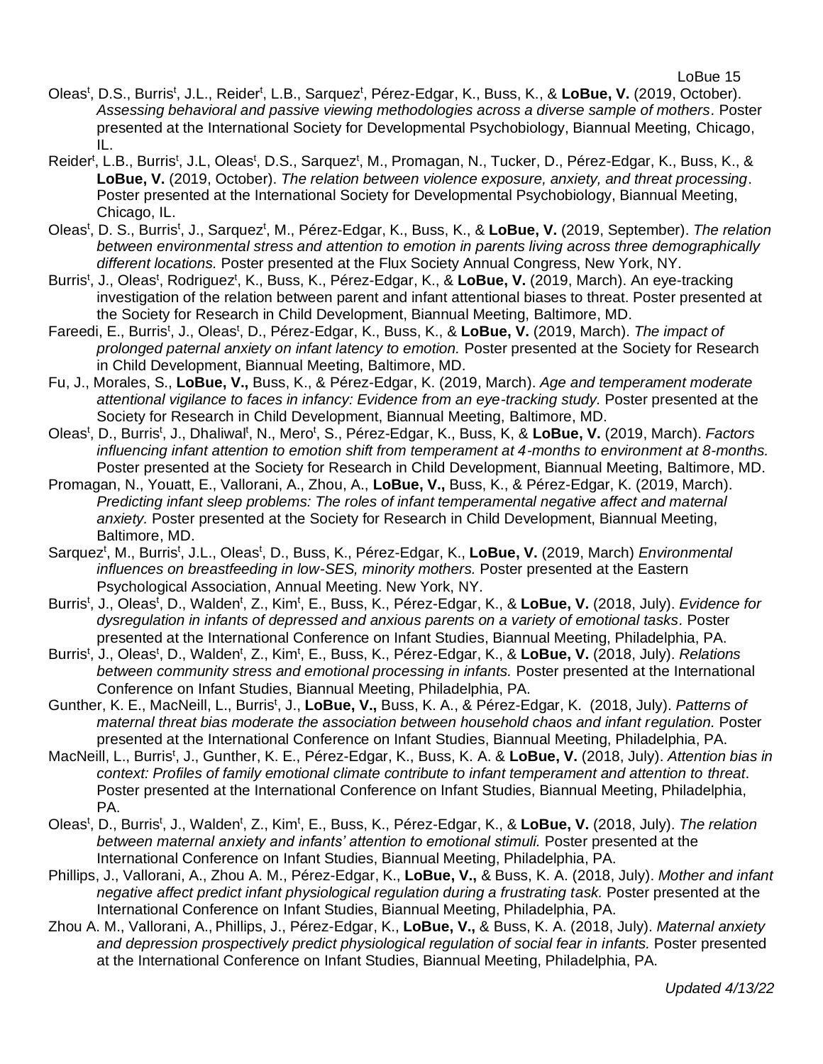Oleas[t], D.S., Burris[t], J.L., Reider[t], L.B., Sarquez[t], Pérez-Edgar, K., Buss, K., & **LoBue, V.** (2019, October). *Assessing behavioral and passive viewing methodologies across a diverse sample of mothers*. Poster presented at the International Society for Developmental Psychobiology, Biannual Meeting, Chicago, IL.

Reider[t], L.B., Burris[t], J.L, Oleas[t], D.S., Sarquez[t], M., Promagan, N., Tucker, D., Pérez-Edgar, K., Buss, K., & **LoBue, V.** (2019, October). *The relation between violence exposure, anxiety, and threat processing*. Poster presented at the International Society for Developmental Psychobiology, Biannual Meeting, Chicago, IL.

Oleas[t], D. S., Burris[t], J., Sarquez[t], M., Pérez-Edgar, K., Buss, K., & **LoBue, V.** (2019, September). *The relation between environmental stress and attention to emotion in parents living across three demographically different locations.* Poster presented at the Flux Society Annual Congress, New York, NY.

Burris[t], J., Oleas[t], Rodriguez[t], K., Buss, K., Pérez-Edgar, K., & **LoBue, V.** (2019, March). An eye-tracking investigation of the relation between parent and infant attentional biases to threat. Poster presented at the Society for Research in Child Development, Biannual Meeting, Baltimore, MD.

Fareedi, E., Burris[t], J., Oleas[t], D., Pérez-Edgar, K., Buss, K., & **LoBue, V.** (2019, March). *The impact of prolonged paternal anxiety on infant latency to emotion.* Poster presented at the Society for Research in Child Development, Biannual Meeting, Baltimore, MD.

Fu, J., Morales, S., **LoBue, V.,** Buss, K., & Pérez-Edgar, K. (2019, March). *Age and temperament moderate attentional vigilance to faces in infancy: Evidence from an eye-tracking study.* Poster presented at the Society for Research in Child Development, Biannual Meeting, Baltimore, MD.

Oleas[t], D., Burris[t], J., Dhaliwal[t], N., Mero[t], S., Pérez-Edgar, K., Buss, K, & **LoBue, V.** (2019, March). *Factors influencing infant attention to emotion shift from temperament at 4-months to environment at 8-months.* Poster presented at the Society for Research in Child Development, Biannual Meeting, Baltimore, MD.

Promagan, N., Youatt, E., Vallorani, A., Zhou, A., **LoBue, V.,** Buss, K., & Pérez-Edgar, K. (2019, March). *Predicting infant sleep problems: The roles of infant temperamental negative affect and maternal anxiety.* Poster presented at the Society for Research in Child Development, Biannual Meeting, Baltimore, MD.

Sarquez[t], M., Burris[t], J.L., Oleas[t], D., Buss, K., Pérez-Edgar, K., **LoBue, V.** (2019, March) *Environmental influences on breastfeeding in low-SES, minority mothers.* Poster presented at the Eastern Psychological Association, Annual Meeting. New York, NY.

Burris[t], J., Oleas[t], D., Walden[t], Z., Kim[t], E., Buss, K., Pérez-Edgar, K., & **LoBue, V.** (2018, July). *Evidence for dysregulation in infants of depressed and anxious parents on a variety of emotional tasks.* Poster presented at the International Conference on Infant Studies, Biannual Meeting, Philadelphia, PA.

Burris[t], J., Oleas[t], D., Walden[t], Z., Kim[t], E., Buss, K., Pérez-Edgar, K., & **LoBue, V.** (2018, July). *Relations between community stress and emotional processing in infants.* Poster presented at the International Conference on Infant Studies, Biannual Meeting, Philadelphia, PA.

Gunther, K. E., MacNeill, L., Burris[t], J., **LoBue, V.,** Buss, K. A., & Pérez-Edgar, K. (2018, July). *Patterns of maternal threat bias moderate the association between household chaos and infant regulation.* Poster presented at the International Conference on Infant Studies, Biannual Meeting, Philadelphia, PA.

MacNeill, L., Burris[t], J., Gunther, K. E., Pérez-Edgar, K., Buss, K. A. & **LoBue, V.** (2018, July). *Attention bias in context: Profiles of family emotional climate contribute to infant temperament and attention to threat*. Poster presented at the International Conference on Infant Studies, Biannual Meeting, Philadelphia, PA.

Oleas[t], D., Burris[t], J., Walden[t], Z., Kim[t], E., Buss, K., Pérez-Edgar, K., & **LoBue, V.** (2018, July). *The relation between maternal anxiety and infants' attention to emotional stimuli.* Poster presented at the International Conference on Infant Studies, Biannual Meeting, Philadelphia, PA.

Phillips, J., Vallorani, A., Zhou A. M., Pérez-Edgar, K., **LoBue, V.,** & Buss, K. A. (2018, July). *Mother and infant negative affect predict infant physiological regulation during a frustrating task.* Poster presented at the International Conference on Infant Studies, Biannual Meeting, Philadelphia, PA.

Zhou A. M., Vallorani, A., Phillips, J., Pérez-Edgar, K., **LoBue, V.,** & Buss, K. A. (2018, July). *Maternal anxiety and depression prospectively predict physiological regulation of social fear in infants.* Poster presented at the International Conference on Infant Studies, Biannual Meeting, Philadelphia, PA.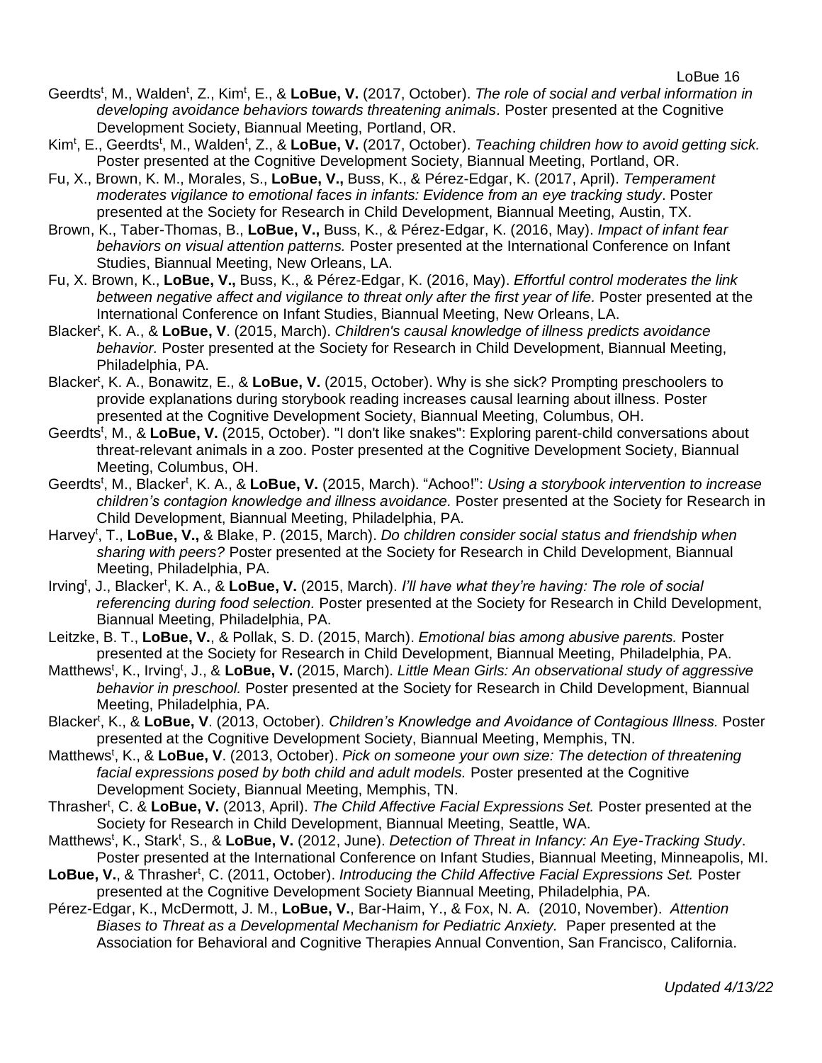Geerdts[t], M., Walden[t], Z., Kim[t], E., & **LoBue, V.** (2017, October). *The role of social and verbal information in developing avoidance behaviors towards threatening animals*. Poster presented at the Cognitive Development Society, Biannual Meeting, Portland, OR.

Kim[t], E., Geerdts[t], M., Walden[t], Z., & **LoBue, V.** (2017, October). *Teaching children how to avoid getting sick.* Poster presented at the Cognitive Development Society, Biannual Meeting, Portland, OR.

Fu, X., Brown, K. M., Morales, S., **LoBue, V.,** Buss, K., & Pérez-Edgar, K. (2017, April). *Temperament moderates vigilance to emotional faces in infants: Evidence from an eye tracking study*. Poster presented at the Society for Research in Child Development, Biannual Meeting, Austin, TX.

Brown, K., Taber-Thomas, B., **LoBue, V.,** Buss, K., & Pérez-Edgar, K. (2016, May). *Impact of infant fear behaviors on visual attention patterns.* Poster presented at the International Conference on Infant Studies, Biannual Meeting, New Orleans, LA.

Fu, X. Brown, K., **LoBue, V.,** Buss, K., & Pérez-Edgar, K. (2016, May). *Effortful control moderates the link between negative affect and vigilance to threat only after the first year of life.* Poster presented at the International Conference on Infant Studies, Biannual Meeting, New Orleans, LA.

Blacker[t], K. A., & **LoBue, V**. (2015, March). *Children's causal knowledge of illness predicts avoidance behavior.* Poster presented at the Society for Research in Child Development, Biannual Meeting, Philadelphia, PA.

Blacker[t], K. A., Bonawitz, E., & **LoBue, V.** (2015, October). Why is she sick? Prompting preschoolers to provide explanations during storybook reading increases causal learning about illness. Poster presented at the Cognitive Development Society, Biannual Meeting, Columbus, OH.

Geerdts[t], M., & **LoBue, V.** (2015, October). "I don't like snakes": Exploring parent-child conversations about threat-relevant animals in a zoo. Poster presented at the Cognitive Development Society, Biannual Meeting, Columbus, OH.

Geerdts[t], M., Blacker[t], K. A., & **LoBue, V.** (2015, March). "Achoo!": *Using a storybook intervention to increase children's contagion knowledge and illness avoidance.* Poster presented at the Society for Research in Child Development, Biannual Meeting, Philadelphia, PA.

Harvey[t], T., **LoBue, V.,** & Blake, P. (2015, March). *Do children consider social status and friendship when sharing with peers?* Poster presented at the Society for Research in Child Development, Biannual Meeting, Philadelphia, PA.

Irving[t], J., Blacker[t], K. A., & **LoBue, V.** (2015, March). *I'll have what they're having: The role of social referencing during food selection.* Poster presented at the Society for Research in Child Development, Biannual Meeting, Philadelphia, PA.

Leitzke, B. T., **LoBue, V.**, & Pollak, S. D. (2015, March). *Emotional bias among abusive parents.* Poster presented at the Society for Research in Child Development, Biannual Meeting, Philadelphia, PA.

Matthews[t], K., Irving[t], J., & **LoBue, V.** (2015, March). *Little Mean Girls: An observational study of aggressive behavior in preschool.* Poster presented at the Society for Research in Child Development, Biannual Meeting, Philadelphia, PA.

Blacker[t], K., & **LoBue, V**. (2013, October). *Children's Knowledge and Avoidance of Contagious Illness.* Poster presented at the Cognitive Development Society, Biannual Meeting, Memphis, TN.

Matthews[t], K., & **LoBue, V**. (2013, October). *Pick on someone your own size: The detection of threatening facial expressions posed by both child and adult models.* Poster presented at the Cognitive Development Society, Biannual Meeting, Memphis, TN.

Thrasher[t], C. & **LoBue, V.** (2013, April). *The Child Affective Facial Expressions Set.* Poster presented at the Society for Research in Child Development, Biannual Meeting, Seattle, WA.

Matthews[t], K., Stark[t], S., & **LoBue, V.** (2012, June). *Detection of Threat in Infancy: An Eye-Tracking Study*. Poster presented at the International Conference on Infant Studies, Biannual Meeting, Minneapolis, MI.

**LoBue, V.**, & Thrasher[t], C. (2011, October). *Introducing the Child Affective Facial Expressions Set.* Poster presented at the Cognitive Development Society Biannual Meeting, Philadelphia, PA.

Pérez-Edgar, K., McDermott, J. M., **LoBue, V.**, Bar-Haim, Y., & Fox, N. A. (2010, November). *Attention Biases to Threat as a Developmental Mechanism for Pediatric Anxiety.* Paper presented at the Association for Behavioral and Cognitive Therapies Annual Convention, San Francisco, California.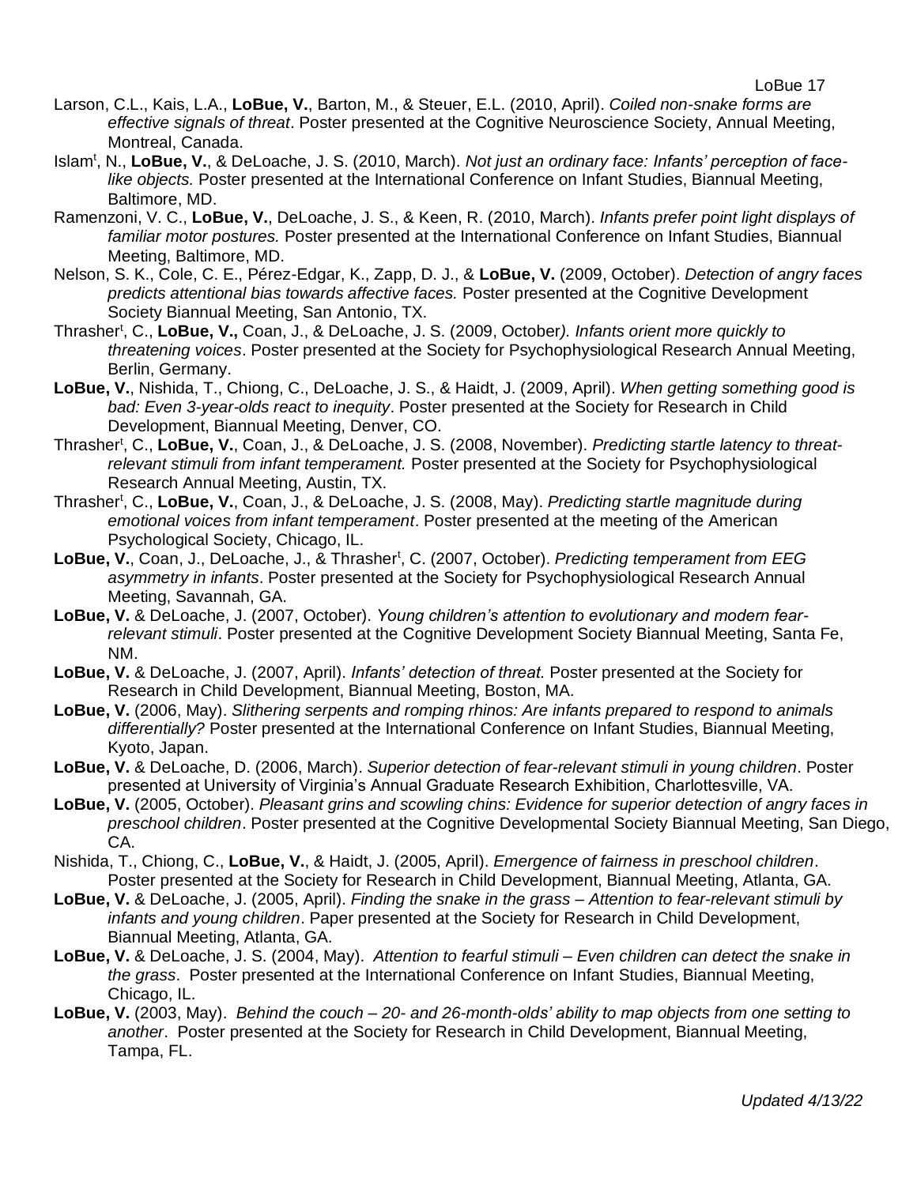Larson, C.L., Kais, L.A., **LoBue, V.**, Barton, M., & Steuer, E.L. (2010, April). *Coiled non-snake forms are effective signals of threat*. Poster presented at the Cognitive Neuroscience Society, Annual Meeting, Montreal, Canada.

Islam[t], N., **LoBue, V.**, & DeLoache, J. S. (2010, March). *Not just an ordinary face: Infants' perception of face-like objects.* Poster presented at the International Conference on Infant Studies, Biannual Meeting, Baltimore, MD.

Ramenzoni, V. C., **LoBue, V.**, DeLoache, J. S., & Keen, R. (2010, March). *Infants prefer point light displays of familiar motor postures.* Poster presented at the International Conference on Infant Studies, Biannual Meeting, Baltimore, MD.

Nelson, S. K., Cole, C. E., Pérez-Edgar, K., Zapp, D. J., & **LoBue, V.** (2009, October). *Detection of angry faces predicts attentional bias towards affective faces.* Poster presented at the Cognitive Development Society Biannual Meeting, San Antonio, TX.

Thrasher[t], C., **LoBue, V.,** Coan, J., & DeLoache, J. S. (2009, October*). Infants orient more quickly to threatening voices*. Poster presented at the Society for Psychophysiological Research Annual Meeting, Berlin, Germany.

**LoBue, V.**, Nishida, T., Chiong, C., DeLoache, J. S., & Haidt, J. (2009, April). *When getting something good is bad: Even 3-year-olds react to inequity*. Poster presented at the Society for Research in Child Development, Biannual Meeting, Denver, CO.

Thrasher[t], C., **LoBue, V.**, Coan, J., & DeLoache, J. S. (2008, November). *Predicting startle latency to threat-relevant stimuli from infant temperament.* Poster presented at the Society for Psychophysiological Research Annual Meeting, Austin, TX.

Thrasher[t], C., **LoBue, V.**, Coan, J., & DeLoache, J. S. (2008, May). *Predicting startle magnitude during emotional voices from infant temperament*. Poster presented at the meeting of the American Psychological Society, Chicago, IL.

**LoBue, V.**, Coan, J., DeLoache, J., & Thrasher[t], C. (2007, October). *Predicting temperament from EEG asymmetry in infants*. Poster presented at the Society for Psychophysiological Research Annual Meeting, Savannah, GA.

**LoBue, V.** & DeLoache, J. (2007, October). *Young children's attention to evolutionary and modern fear-relevant stimuli*. Poster presented at the Cognitive Development Society Biannual Meeting, Santa Fe, NM.

**LoBue, V.** & DeLoache, J. (2007, April). *Infants' detection of threat.* Poster presented at the Society for Research in Child Development, Biannual Meeting, Boston, MA.

**LoBue, V.** (2006, May). *Slithering serpents and romping rhinos: Are infants prepared to respond to animals differentially?* Poster presented at the International Conference on Infant Studies, Biannual Meeting, Kyoto, Japan.

**LoBue, V.** & DeLoache, D. (2006, March). *Superior detection of fear-relevant stimuli in young children*. Poster presented at University of Virginia's Annual Graduate Research Exhibition, Charlottesville, VA.

**LoBue, V.** (2005, October). *Pleasant grins and scowling chins: Evidence for superior detection of angry faces in preschool children*. Poster presented at the Cognitive Developmental Society Biannual Meeting, San Diego, CA.

Nishida, T., Chiong, C., **LoBue, V.**, & Haidt, J. (2005, April). *Emergence of fairness in preschool children*. Poster presented at the Society for Research in Child Development, Biannual Meeting, Atlanta, GA.

**LoBue, V.** & DeLoache, J. (2005, April). *Finding the snake in the grass – Attention to fear-relevant stimuli by infants and young children*. Paper presented at the Society for Research in Child Development, Biannual Meeting, Atlanta, GA.

**LoBue, V.** & DeLoache, J. S. (2004, May). *Attention to fearful stimuli – Even children can detect the snake in the grass*. Poster presented at the International Conference on Infant Studies, Biannual Meeting, Chicago, IL.

**LoBue, V.** (2003, May). *Behind the couch – 20- and 26-month-olds' ability to map objects from one setting to another*. Poster presented at the Society for Research in Child Development, Biannual Meeting, Tampa, FL.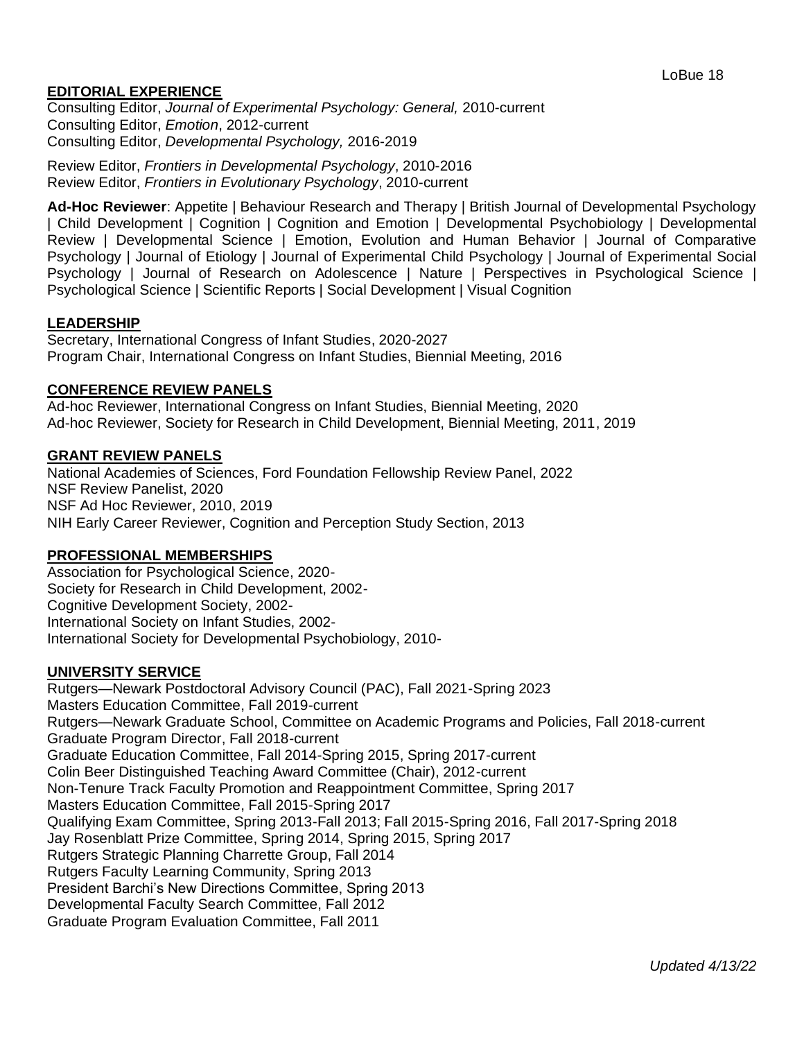## EDITORIAL EXPERIENCE

Consulting Editor, *Journal of Experimental Psychology: General,* 2010-current
Consulting Editor, *Emotion*, 2012-current
Consulting Editor, *Developmental Psychology,* 2016-2019

Review Editor, *Frontiers in Developmental Psychology*, 2010-2016
Review Editor, *Frontiers in Evolutionary Psychology*, 2010-current

**Ad-Hoc Reviewer**: Appetite | Behaviour Research and Therapy | British Journal of Developmental Psychology | Child Development | Cognition | Cognition and Emotion | Developmental Psychobiology | Developmental Review | Developmental Science | Emotion, Evolution and Human Behavior | Journal of Comparative Psychology | Journal of Etiology | Journal of Experimental Child Psychology | Journal of Experimental Social Psychology | Journal of Research on Adolescence | Nature | Perspectives in Psychological Science | Psychological Science | Scientific Reports | Social Development | Visual Cognition

## LEADERSHIP

Secretary, International Congress of Infant Studies, 2020-2027
Program Chair, International Congress on Infant Studies, Biennial Meeting, 2016

## CONFERENCE REVIEW PANELS

Ad-hoc Reviewer, International Congress on Infant Studies, Biennial Meeting, 2020
Ad-hoc Reviewer, Society for Research in Child Development, Biennial Meeting, 2011, 2019

## GRANT REVIEW PANELS

National Academies of Sciences, Ford Foundation Fellowship Review Panel, 2022
NSF Review Panelist, 2020
NSF Ad Hoc Reviewer, 2010, 2019
NIH Early Career Reviewer, Cognition and Perception Study Section, 2013

## PROFESSIONAL MEMBERSHIPS

Association for Psychological Science, 2020-
Society for Research in Child Development, 2002-
Cognitive Development Society, 2002-
International Society on Infant Studies, 2002-
International Society for Developmental Psychobiology, 2010-

## UNIVERSITY SERVICE

Rutgers—Newark Postdoctoral Advisory Council (PAC), Fall 2021-Spring 2023
Masters Education Committee, Fall 2019-current
Rutgers—Newark Graduate School, Committee on Academic Programs and Policies, Fall 2018-current
Graduate Program Director, Fall 2018-current
Graduate Education Committee, Fall 2014-Spring 2015, Spring 2017-current
Colin Beer Distinguished Teaching Award Committee (Chair), 2012-current
Non-Tenure Track Faculty Promotion and Reappointment Committee, Spring 2017
Masters Education Committee, Fall 2015-Spring 2017
Qualifying Exam Committee, Spring 2013-Fall 2013; Fall 2015-Spring 2016, Fall 2017-Spring 2018
Jay Rosenblatt Prize Committee, Spring 2014, Spring 2015, Spring 2017
Rutgers Strategic Planning Charrette Group, Fall 2014
Rutgers Faculty Learning Community, Spring 2013
President Barchi's New Directions Committee, Spring 2013
Developmental Faculty Search Committee, Fall 2012
Graduate Program Evaluation Committee, Fall 2011

*Updated 4/13/22*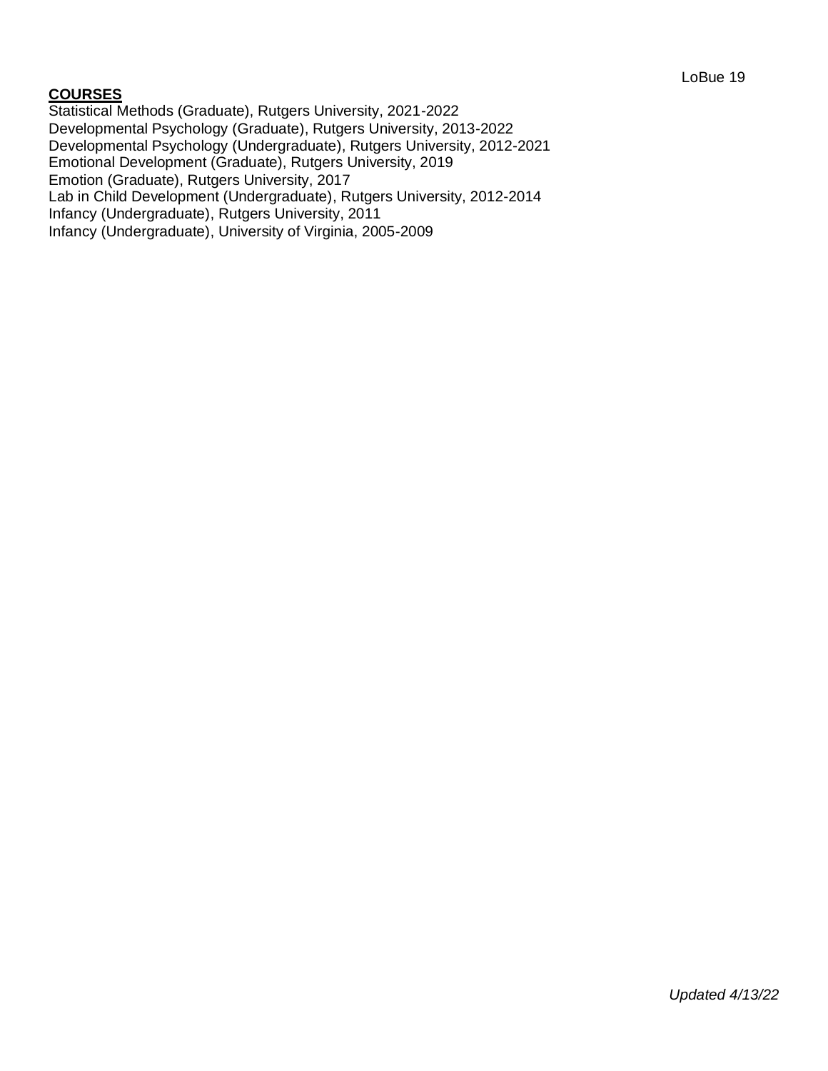**COURSES**

Statistical Methods (Graduate), Rutgers University, 2021-2022
Developmental Psychology (Graduate), Rutgers University, 2013-2022
Developmental Psychology (Undergraduate), Rutgers University, 2012-2021
Emotional Development (Graduate), Rutgers University, 2019
Emotion (Graduate), Rutgers University, 2017
Lab in Child Development (Undergraduate), Rutgers University, 2012-2014
Infancy (Undergraduate), Rutgers University, 2011
Infancy (Undergraduate), University of Virginia, 2005-2009

*Updated 4/13/22*